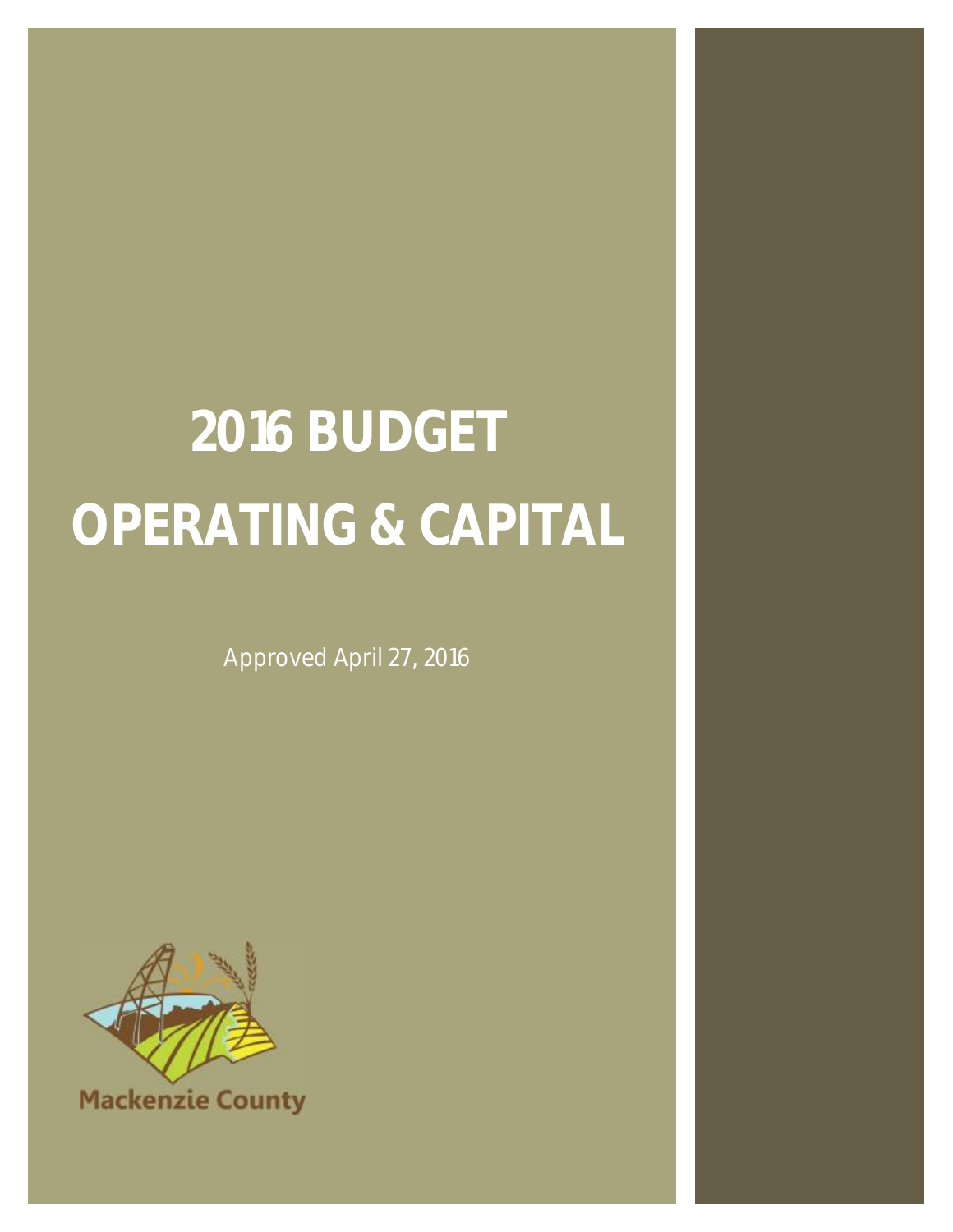# 2016 BUDGET
# OPERATING & CAPITAL

Approved April 27, 2016

Mackenzie County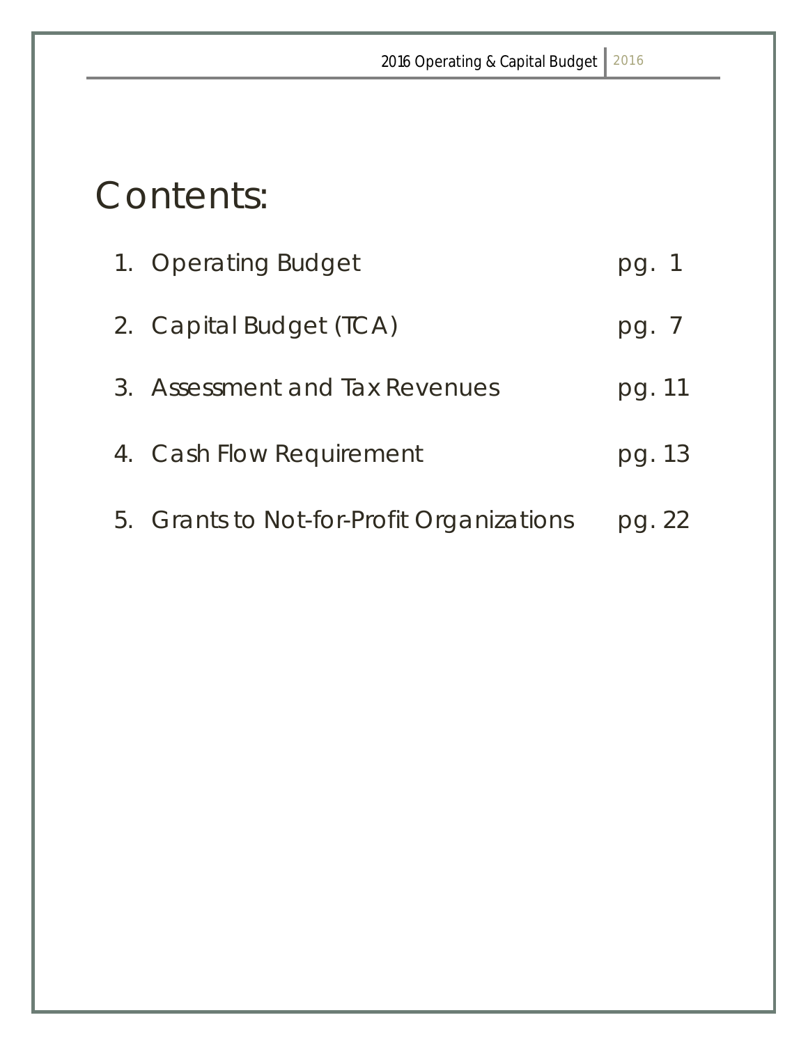# Contents:

1. Operating Budget pg. 1
2. Capital Budget (TCA) pg. 7
3. Assessment and Tax Revenues pg. 11
4. Cash Flow Requirement pg. 13
5. Grants to Not-for-Profit Organizations pg. 22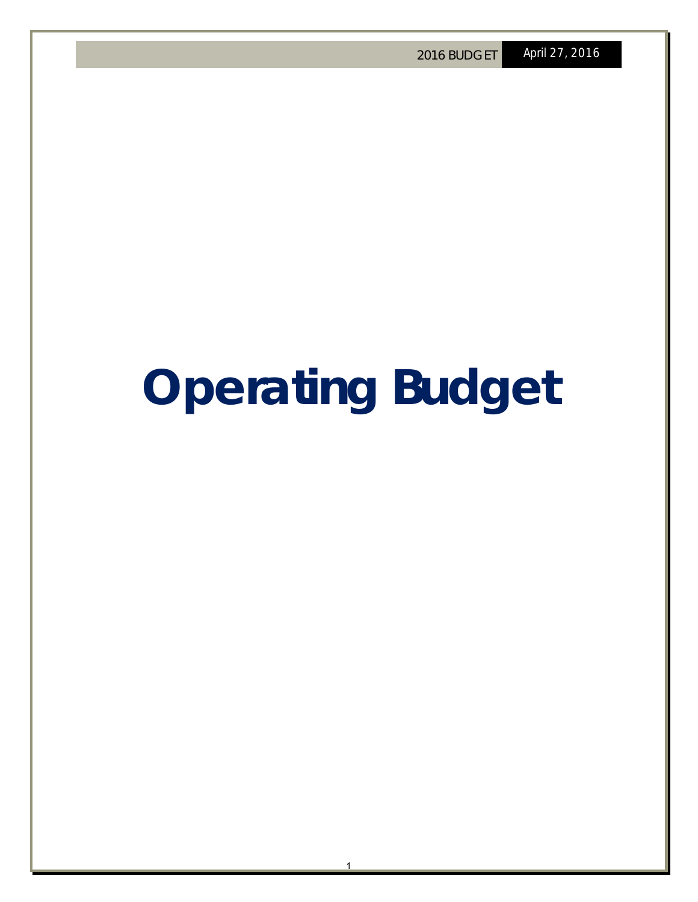# Operating Budget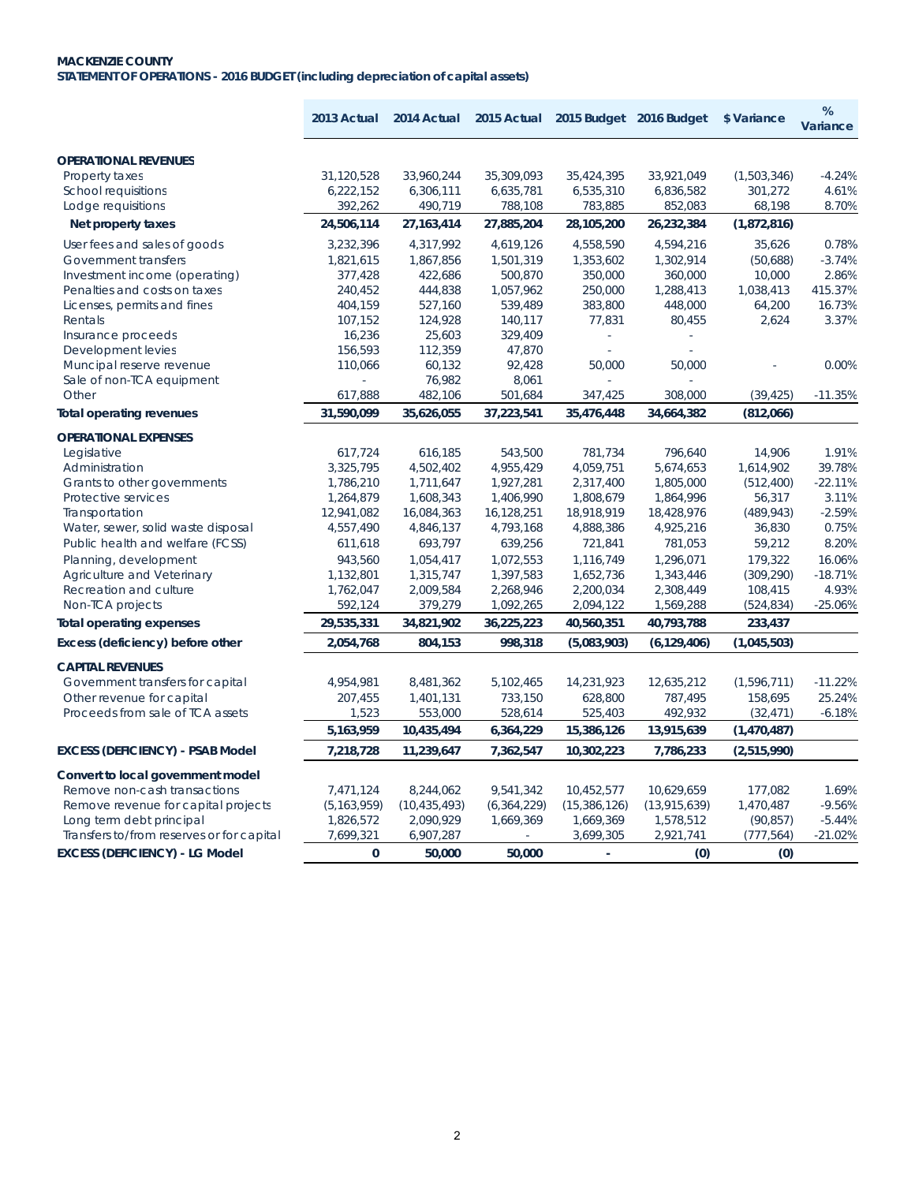**MACKENZIE COUNTY**
**STATEMENT OF OPERATIONS - 2016 BUDGET (including depreciation of capital assets)**

| | 2013 Actual | 2014 Actual | 2015 Actual | 2015 Budget | 2016 Budget | $ Variance | % Variance |
|---|---|---|---|---|---|---|---|
| **OPERATIONAL REVENUES** | | | | | | | |
| Property taxes | 31,120,528 | 33,960,244 | 35,309,093 | 35,424,395 | 33,921,049 | (1,503,346) | -4.24% |
| School requisitions | 6,222,152 | 6,306,111 | 6,635,781 | 6,535,310 | 6,836,582 | 301,272 | 4.61% |
| Lodge requisitions | 392,262 | 490,719 | 788,108 | 783,885 | 852,083 | 68,198 | 8.70% |
| **Net property taxes** | **24,506,114** | **27,163,414** | **27,885,204** | **28,105,200** | **26,232,384** | **(1,872,816)** | |
| User fees and sales of goods | 3,232,396 | 4,317,992 | 4,619,126 | 4,558,590 | 4,594,216 | 35,626 | 0.78% |
| Government transfers | 1,821,615 | 1,867,856 | 1,501,319 | 1,353,602 | 1,302,914 | (50,688) | -3.74% |
| Investment income (operating) | 377,428 | 422,686 | 500,870 | 350,000 | 360,000 | 10,000 | 2.86% |
| Penalties and costs on taxes | 240,452 | 444,838 | 1,057,962 | 250,000 | 1,288,413 | 1,038,413 | 415.37% |
| Licenses, permits and fines | 404,159 | 527,160 | 539,489 | 383,800 | 448,000 | 64,200 | 16.73% |
| Rentals | 107,152 | 124,928 | 140,117 | 77,831 | 80,455 | 2,624 | 3.37% |
| Insurance proceeds | 16,236 | 25,603 | 329,409 | - | - | | |
| Development levies | 156,593 | 112,359 | 47,870 | - | - | | |
| Muncipal reserve revenue | 110,066 | 60,132 | 92,428 | 50,000 | 50,000 | - | 0.00% |
| Sale of non-TCA equipment | - | 76,982 | 8,061 | - | - | | |
| Other | 617,888 | 482,106 | 501,684 | 347,425 | 308,000 | (39,425) | -11.35% |
| **Total operating revenues** | **31,590,099** | **35,626,055** | **37,223,541** | **35,476,448** | **34,664,382** | **(812,066)** | |
| **OPERATIONAL EXPENSES** | | | | | | | |
| Legislative | 617,724 | 616,185 | 543,500 | 781,734 | 796,640 | 14,906 | 1.91% |
| Administration | 3,325,795 | 4,502,402 | 4,955,429 | 4,059,751 | 5,674,653 | 1,614,902 | 39.78% |
| Grants to other governments | 1,786,210 | 1,711,647 | 1,927,281 | 2,317,400 | 1,805,000 | (512,400) | -22.11% |
| Protective services | 1,264,879 | 1,608,343 | 1,406,990 | 1,808,679 | 1,864,996 | 56,317 | 3.11% |
| Transportation | 12,941,082 | 16,084,363 | 16,128,251 | 18,918,919 | 18,428,976 | (489,943) | -2.59% |
| Water, sewer, solid waste disposal | 4,557,490 | 4,846,137 | 4,793,168 | 4,888,386 | 4,925,216 | 36,830 | 0.75% |
| Public health and welfare (FCSS) | 611,618 | 693,797 | 639,256 | 721,841 | 781,053 | 59,212 | 8.20% |
| Planning, development | 943,560 | 1,054,417 | 1,072,553 | 1,116,749 | 1,296,071 | 179,322 | 16.06% |
| Agriculture and Veterinary | 1,132,801 | 1,315,747 | 1,397,583 | 1,652,736 | 1,343,446 | (309,290) | -18.71% |
| Recreation and culture | 1,762,047 | 2,009,584 | 2,268,946 | 2,200,034 | 2,308,449 | 108,415 | 4.93% |
| Non-TCA projects | 592,124 | 379,279 | 1,092,265 | 2,094,122 | 1,569,288 | (524,834) | -25.06% |
| **Total operating expenses** | **29,535,331** | **34,821,902** | **36,225,223** | **40,560,351** | **40,793,788** | **233,437** | |
| **Excess (deficiency) before other** | **2,054,768** | **804,153** | **998,318** | **(5,083,903)** | **(6,129,406)** | **(1,045,503)** | |
| **CAPITAL REVENUES** | | | | | | | |
| Government transfers for capital | 4,954,981 | 8,481,362 | 5,102,465 | 14,231,923 | 12,635,212 | (1,596,711) | -11.22% |
| Other revenue for capital | 207,455 | 1,401,131 | 733,150 | 628,800 | 787,495 | 158,695 | 25.24% |
| Proceeds from sale of TCA assets | 1,523 | 553,000 | 528,614 | 525,403 | 492,932 | (32,471) | -6.18% |
| | **5,163,959** | **10,435,494** | **6,364,229** | **15,386,126** | **13,915,639** | **(1,470,487)** | |
| **EXCESS (DEFICIENCY) - PSAB Model** | **7,218,728** | **11,239,647** | **7,362,547** | **10,302,223** | **7,786,233** | **(2,515,990)** | |
| **Convert to local government model** | | | | | | | |
| Remove non-cash transactions | 7,471,124 | 8,244,062 | 9,541,342 | 10,452,577 | 10,629,659 | 177,082 | 1.69% |
| Remove revenue for capital projects | (5,163,959) | (10,435,493) | (6,364,229) | (15,386,126) | (13,915,639) | 1,470,487 | -9.56% |
| Long term debt principal | 1,826,572 | 2,090,929 | 1,669,369 | 1,669,369 | 1,578,512 | (90,857) | -5.44% |
| Transfers to/from reserves or for capital | 7,699,321 | 6,907,287 | - | 3,699,305 | 2,921,741 | (777,564) | -21.02% |
| **EXCESS (DEFICIENCY) - LG Model** | **0** | **50,000** | **50,000** | **-** | **(0)** | **(0)** | |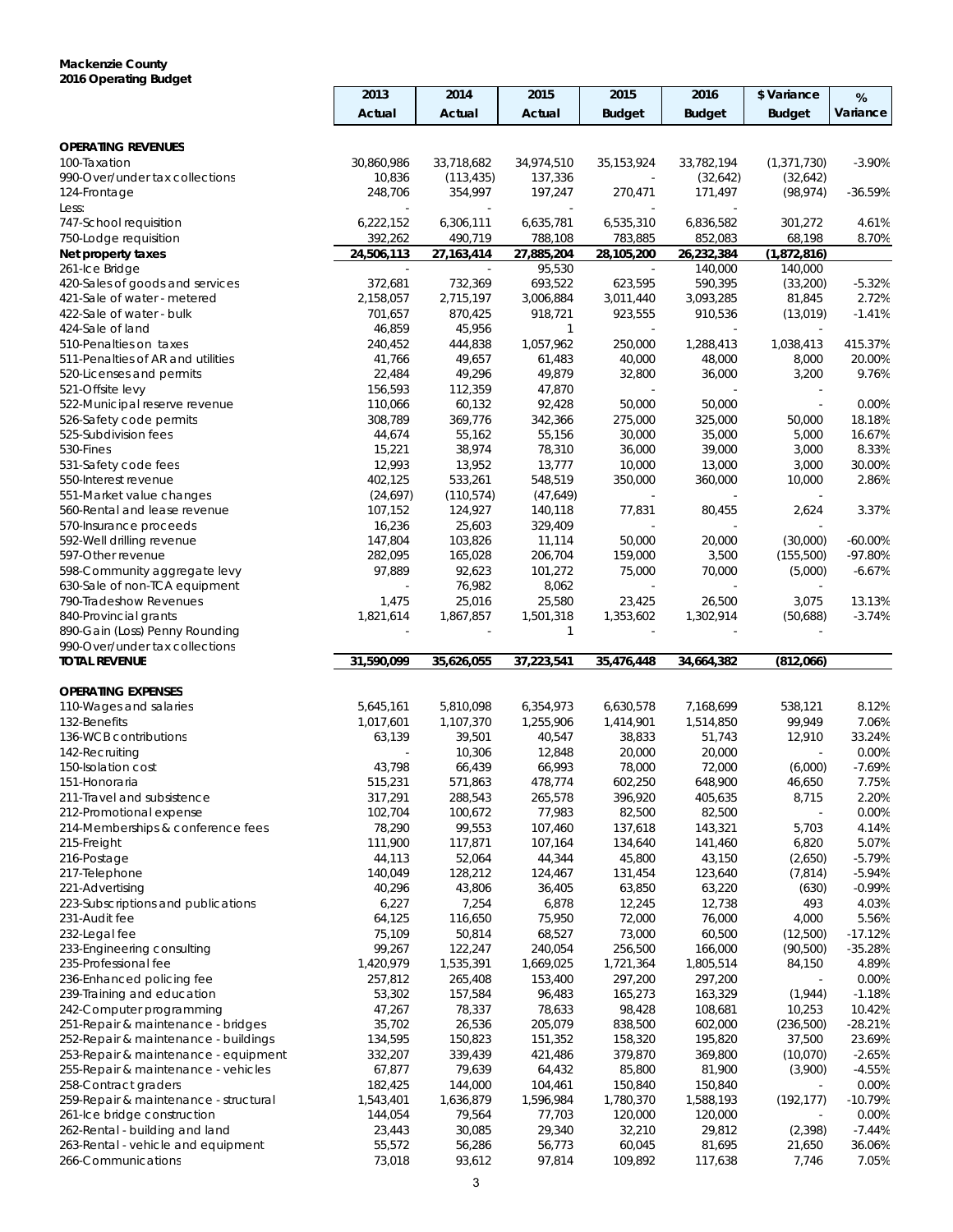**Mackenzie County**
**2016 Operating Budget**

| | 2013 Actual | 2014 Actual | 2015 Actual | 2015 Budget | 2016 Budget | $ Variance Budget | % Variance |
|---|---|---|---|---|---|---|---|
| **OPERATING REVENUES** | | | | | | | |
| 100-Taxation | 30,860,986 | 33,718,682 | 34,974,510 | 35,153,924 | 33,782,194 | (1,371,730) | -3.90% |
| 990-Over/under tax collections | 10,836 | (113,435) | 137,336 | - | (32,642) | (32,642) | |
| 124-Frontage | 248,706 | 354,997 | 197,247 | 270,471 | 171,497 | (98,974) | -36.59% |
| Less: | - | - | - | - | - | | |
| 747-School requisition | 6,222,152 | 6,306,111 | 6,635,781 | 6,535,310 | 6,836,582 | 301,272 | 4.61% |
| 750-Lodge requisition | 392,262 | 490,719 | 788,108 | 783,885 | 852,083 | 68,198 | 8.70% |
| **Net property taxes** | **24,506,113** | **27,163,414** | **27,885,204** | **28,105,200** | **26,232,384** | **(1,872,816)** | |
| 261-Ice Bridge | - | - | 95,530 | - | 140,000 | 140,000 | |
| 420-Sales of goods and services | 372,681 | 732,369 | 693,522 | 623,595 | 590,395 | (33,200) | -5.32% |
| 421-Sale of water - metered | 2,158,057 | 2,715,197 | 3,006,884 | 3,011,440 | 3,093,285 | 81,845 | 2.72% |
| 422-Sale of water - bulk | 701,657 | 870,425 | 918,721 | 923,555 | 910,536 | (13,019) | -1.41% |
| 424-Sale of land | 46,859 | 45,956 | 1 | - | - | - | |
| 510-Penalties on taxes | 240,452 | 444,838 | 1,057,962 | 250,000 | 1,288,413 | 1,038,413 | 415.37% |
| 511-Penalties of AR and utilities | 41,766 | 49,657 | 61,483 | 40,000 | 48,000 | 8,000 | 20.00% |
| 520-Licenses and permits | 22,484 | 49,296 | 49,879 | 32,800 | 36,000 | 3,200 | 9.76% |
| 521-Offsite levy | 156,593 | 112,359 | 47,870 | - | - | - | |
| 522-Municipal reserve revenue | 110,066 | 60,132 | 92,428 | 50,000 | 50,000 | - | 0.00% |
| 526-Safety code permits | 308,789 | 369,776 | 342,366 | 275,000 | 325,000 | 50,000 | 18.18% |
| 525-Subdivision fees | 44,674 | 55,162 | 55,156 | 30,000 | 35,000 | 5,000 | 16.67% |
| 530-Fines | 15,221 | 38,974 | 78,310 | 36,000 | 39,000 | 3,000 | 8.33% |
| 531-Safety code fees | 12,993 | 13,952 | 13,777 | 10,000 | 13,000 | 3,000 | 30.00% |
| 550-Interest revenue | 402,125 | 533,261 | 548,519 | 350,000 | 360,000 | 10,000 | 2.86% |
| 551-Market value changes | (24,697) | (110,574) | (47,649) | - | - | - | |
| 560-Rental and lease revenue | 107,152 | 124,927 | 140,118 | 77,831 | 80,455 | 2,624 | 3.37% |
| 570-Insurance proceeds | 16,236 | 25,603 | 329,409 | - | - | - | |
| 592-Well drilling revenue | 147,804 | 103,826 | 11,114 | 50,000 | 20,000 | (30,000) | -60.00% |
| 597-Other revenue | 282,095 | 165,028 | 206,704 | 159,000 | 3,500 | (155,500) | -97.80% |
| 598-Community aggregate levy | 97,889 | 92,623 | 101,272 | 75,000 | 70,000 | (5,000) | -6.67% |
| 630-Sale of non-TCA equipment | - | 76,982 | 8,062 | - | - | - | |
| 790-Tradeshow Revenues | 1,475 | 25,016 | 25,580 | 23,425 | 26,500 | 3,075 | 13.13% |
| 840-Provincial grants | 1,821,614 | 1,867,857 | 1,501,318 | 1,353,602 | 1,302,914 | (50,688) | -3.74% |
| 890-Gain (Loss) Penny Rounding | - | - | 1 | - | - | - | |
| 990-Over/under tax collections | | | | | | | |
| **TOTAL REVENUE** | **31,590,099** | **35,626,055** | **37,223,541** | **35,476,448** | **34,664,382** | **(812,066)** | |
| **OPERATING EXPENSES** | | | | | | | |
| 110-Wages and salaries | 5,645,161 | 5,810,098 | 6,354,973 | 6,630,578 | 7,168,699 | 538,121 | 8.12% |
| 132-Benefits | 1,017,601 | 1,107,370 | 1,255,906 | 1,414,901 | 1,514,850 | 99,949 | 7.06% |
| 136-WCB contributions | 63,139 | 39,501 | 40,547 | 38,833 | 51,743 | 12,910 | 33.24% |
| 142-Recruiting | - | 10,306 | 12,848 | 20,000 | 20,000 | - | 0.00% |
| 150-Isolation cost | 43,798 | 66,439 | 66,993 | 78,000 | 72,000 | (6,000) | -7.69% |
| 151-Honoraria | 515,231 | 571,863 | 478,774 | 602,250 | 648,900 | 46,650 | 7.75% |
| 211-Travel and subsistence | 317,291 | 288,543 | 265,578 | 396,920 | 405,635 | 8,715 | 2.20% |
| 212-Promotional expense | 102,704 | 100,672 | 77,983 | 82,500 | 82,500 | - | 0.00% |
| 214-Memberships & conference fees | 78,290 | 99,553 | 107,460 | 137,618 | 143,321 | 5,703 | 4.14% |
| 215-Freight | 111,900 | 117,871 | 107,164 | 134,640 | 141,460 | 6,820 | 5.07% |
| 216-Postage | 44,113 | 52,064 | 44,344 | 45,800 | 43,150 | (2,650) | -5.79% |
| 217-Telephone | 140,049 | 128,212 | 124,467 | 131,454 | 123,640 | (7,814) | -5.94% |
| 221-Advertising | 40,296 | 43,806 | 36,405 | 63,850 | 63,220 | (630) | -0.99% |
| 223-Subscriptions and publications | 6,227 | 7,254 | 6,878 | 12,245 | 12,738 | 493 | 4.03% |
| 231-Audit fee | 64,125 | 116,650 | 75,950 | 72,000 | 76,000 | 4,000 | 5.56% |
| 232-Legal fee | 75,109 | 50,814 | 68,527 | 73,000 | 60,500 | (12,500) | -17.12% |
| 233-Engineering consulting | 99,267 | 122,247 | 240,054 | 256,500 | 166,000 | (90,500) | -35.28% |
| 235-Professional fee | 1,420,979 | 1,535,391 | 1,669,025 | 1,721,364 | 1,805,514 | 84,150 | 4.89% |
| 236-Enhanced policing fee | 257,812 | 265,408 | 153,400 | 297,200 | 297,200 | - | 0.00% |
| 239-Training and education | 53,302 | 157,584 | 96,483 | 165,273 | 163,329 | (1,944) | -1.18% |
| 242-Computer programming | 47,267 | 78,337 | 78,633 | 98,428 | 108,681 | 10,253 | 10.42% |
| 251-Repair & maintenance - bridges | 35,702 | 26,536 | 205,079 | 838,500 | 602,000 | (236,500) | -28.21% |
| 252-Repair & maintenance - buildings | 134,595 | 150,823 | 151,352 | 158,320 | 195,820 | 37,500 | 23.69% |
| 253-Repair & maintenance - equipment | 332,207 | 339,439 | 421,486 | 379,870 | 369,800 | (10,070) | -2.65% |
| 255-Repair & maintenance - vehicles | 67,877 | 79,639 | 64,432 | 85,800 | 81,900 | (3,900) | -4.55% |
| 258-Contract graders | 182,425 | 144,000 | 104,461 | 150,840 | 150,840 | - | 0.00% |
| 259-Repair & maintenance - structural | 1,543,401 | 1,636,879 | 1,596,984 | 1,780,370 | 1,588,193 | (192,177) | -10.79% |
| 261-Ice bridge construction | 144,054 | 79,564 | 77,703 | 120,000 | 120,000 | - | 0.00% |
| 262-Rental - building and land | 23,443 | 30,085 | 29,340 | 32,210 | 29,812 | (2,398) | -7.44% |
| 263-Rental - vehicle and equipment | 55,572 | 56,286 | 56,773 | 60,045 | 81,695 | 21,650 | 36.06% |
| 266-Communications | 73,018 | 93,612 | 97,814 | 109,892 | 117,638 | 7,746 | 7.05% |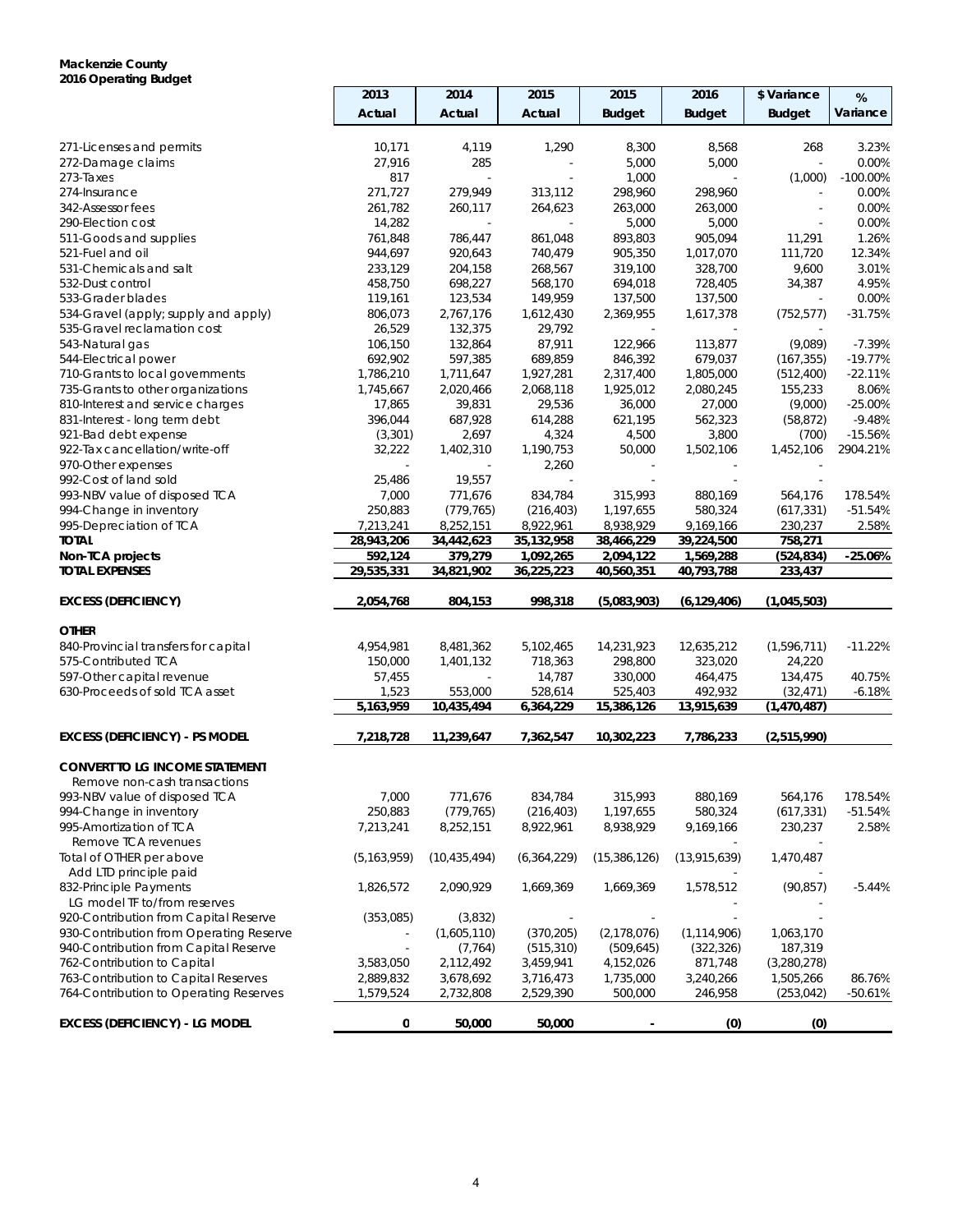**Mackenzie County**
**2016 Operating Budget**

| | 2013 Actual | 2014 Actual | 2015 Actual | 2015 Budget | 2016 Budget | $ Variance Budget | % Variance |
|---|---|---|---|---|---|---|---|
| 271-Licenses and permits | 10,171 | 4,119 | 1,290 | 8,300 | 8,568 | 268 | 3.23% |
| 272-Damage claims | 27,916 | 285 | - | 5,000 | 5,000 | - | 0.00% |
| 273-Taxes | 817 | - | - | 1,000 | - | (1,000) | -100.00% |
| 274-Insurance | 271,727 | 279,949 | 313,112 | 298,960 | 298,960 | - | 0.00% |
| 342-Assessor fees | 261,782 | 260,117 | 264,623 | 263,000 | 263,000 | - | 0.00% |
| 290-Election cost | 14,282 | - | - | 5,000 | 5,000 | - | 0.00% |
| 511-Goods and supplies | 761,848 | 786,447 | 861,048 | 893,803 | 905,094 | 11,291 | 1.26% |
| 521-Fuel and oil | 944,697 | 920,643 | 740,479 | 905,350 | 1,017,070 | 111,720 | 12.34% |
| 531-Chemicals and salt | 233,129 | 204,158 | 268,567 | 319,100 | 328,700 | 9,600 | 3.01% |
| 532-Dust control | 458,750 | 698,227 | 568,170 | 694,018 | 728,405 | 34,387 | 4.95% |
| 533-Grader blades | 119,161 | 123,534 | 149,959 | 137,500 | 137,500 | - | 0.00% |
| 534-Gravel (apply; supply and apply) | 806,073 | 2,767,176 | 1,612,430 | 2,369,955 | 1,617,378 | (752,577) | -31.75% |
| 535-Gravel reclamation cost | 26,529 | 132,375 | 29,792 | - | - | - | |
| 543-Natural gas | 106,150 | 132,864 | 87,911 | 122,966 | 113,877 | (9,089) | -7.39% |
| 544-Electrical power | 692,902 | 597,385 | 689,859 | 846,392 | 679,037 | (167,355) | -19.77% |
| 710-Grants to local governments | 1,786,210 | 1,711,647 | 1,927,281 | 2,317,400 | 1,805,000 | (512,400) | -22.11% |
| 735-Grants to other organizations | 1,745,667 | 2,020,466 | 2,068,118 | 1,925,012 | 2,080,245 | 155,233 | 8.06% |
| 810-Interest and service charges | 17,865 | 39,831 | 29,536 | 36,000 | 27,000 | (9,000) | -25.00% |
| 831-Interest - long term debt | 396,044 | 687,928 | 614,288 | 621,195 | 562,323 | (58,872) | -9.48% |
| 921-Bad debt expense | (3,301) | 2,697 | 4,324 | 4,500 | 3,800 | (700) | -15.56% |
| 922-Tax cancellation/write-off | 32,222 | 1,402,310 | 1,190,753 | 50,000 | 1,502,106 | 1,452,106 | 2904.21% |
| 970-Other expenses | - | - | 2,260 | - | - | - | |
| 992-Cost of land sold | 25,486 | 19,557 | - | - | - | - | |
| 993-NBV value of disposed TCA | 7,000 | 771,676 | 834,784 | 315,993 | 880,169 | 564,176 | 178.54% |
| 994-Change in inventory | 250,883 | (779,765) | (216,403) | 1,197,655 | 580,324 | (617,331) | -51.54% |
| 995-Depreciation of TCA | 7,213,241 | 8,252,151 | 8,922,961 | 8,938,929 | 9,169,166 | 230,237 | 2.58% |
| **TOTAL** | **28,943,206** | **34,442,623** | **35,132,958** | **38,466,229** | **39,224,500** | **758,271** | |
| **Non-TCA projects** | **592,124** | **379,279** | **1,092,265** | **2,094,122** | **1,569,288** | **(524,834)** | **-25.06%** |
| **TOTAL EXPENSES** | **29,535,331** | **34,821,902** | **36,225,223** | **40,560,351** | **40,793,788** | **233,437** | |
| | | | | | | | |
| **EXCESS (DEFICIENCY)** | **2,054,768** | **804,153** | **998,318** | **(5,083,903)** | **(6,129,406)** | **(1,045,503)** | |
| | | | | | | | |
| **OTHER** | | | | | | | |
| 840-Provincial transfers for capital | 4,954,981 | 8,481,362 | 5,102,465 | 14,231,923 | 12,635,212 | (1,596,711) | -11.22% |
| 575-Contributed TCA | 150,000 | 1,401,132 | 718,363 | 298,800 | 323,020 | 24,220 | |
| 597-Other capital revenue | 57,455 | - | 14,787 | 330,000 | 464,475 | 134,475 | 40.75% |
| 630-Proceeds of sold TCA asset | 1,523 | 553,000 | 528,614 | 525,403 | 492,932 | (32,471) | -6.18% |
| | **5,163,959** | **10,435,494** | **6,364,229** | **15,386,126** | **13,915,639** | **(1,470,487)** | |
| | | | | | | | |
| **EXCESS (DEFICIENCY) - PS MODEL** | **7,218,728** | **11,239,647** | **7,362,547** | **10,302,223** | **7,786,233** | **(2,515,990)** | |
| | | | | | | | |
| **CONVERT TO LG INCOME STATEMENT** | | | | | | | |
| Remove non-cash transactions | | | | | | | |
| 993-NBV value of disposed TCA | 7,000 | 771,676 | 834,784 | 315,993 | 880,169 | 564,176 | 178.54% |
| 994-Change in inventory | 250,883 | (779,765) | (216,403) | 1,197,655 | 580,324 | (617,331) | -51.54% |
| 995-Amortization of TCA | 7,213,241 | 8,252,151 | 8,922,961 | 8,938,929 | 9,169,166 | 230,237 | 2.58% |
| Remove TCA revenues | | | | | - | - | |
| Total of OTHER per above | (5,163,959) | (10,435,494) | (6,364,229) | (15,386,126) | (13,915,639) | 1,470,487 | |
| Add LTD principle paid | | | | | - | - | |
| 832-Principle Payments | 1,826,572 | 2,090,929 | 1,669,369 | 1,669,369 | 1,578,512 | (90,857) | -5.44% |
| LG model TF to/from reserves | | | | | - | - | |
| 920-Contribution from Capital Reserve | (353,085) | (3,832) | - | - | - | - | |
| 930-Contribution from Operating Reserve | - | (1,605,110) | (370,205) | (2,178,076) | (1,114,906) | 1,063,170 | |
| 940-Contribution from Capital Reserve | - | (7,764) | (515,310) | (509,645) | (322,326) | 187,319 | |
| 762-Contribution to Capital | 3,583,050 | 2,112,492 | 3,459,941 | 4,152,026 | 871,748 | (3,280,278) | |
| 763-Contribution to Capital Reserves | 2,889,832 | 3,678,692 | 3,716,473 | 1,735,000 | 3,240,266 | 1,505,266 | 86.76% |
| 764-Contribution to Operating Reserves | 1,579,524 | 2,732,808 | 2,529,390 | 500,000 | 246,958 | (253,042) | -50.61% |
| | | | | | | | |
| **EXCESS (DEFICIENCY) - LG MODEL** | **0** | **50,000** | **50,000** | **-** | **(0)** | **(0)** | |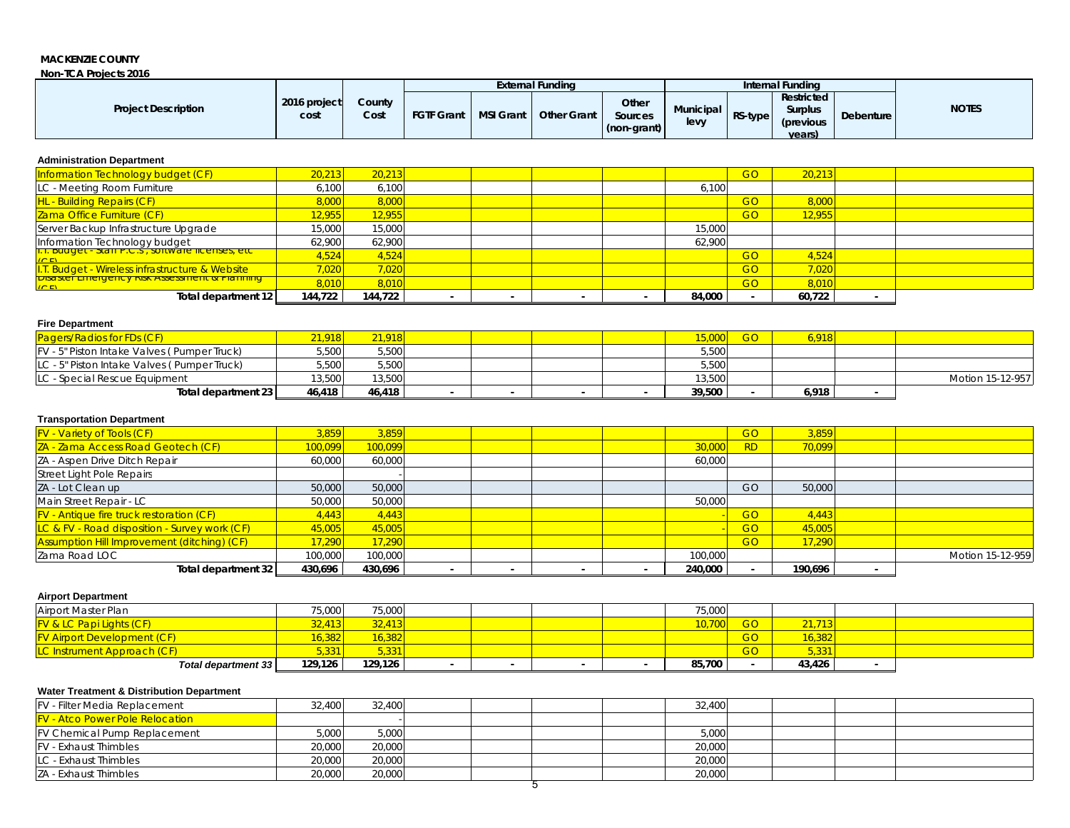**MACKENZIE COUNTY**

**Non-TCA Projects 2016**

| Project Description | 2016 project cost | County Cost | External Funding | | | | Internal Funding | | | | NOTES |
|---|---|---|---|---|---|---|---|---|---|---|---|
| | | | FGTF Grant | MSI Grant | Other Grant | Other Sources (non-grant) | Municipal levy | RS-type | Restricted Surplus (previous years) | Debenture | |
| **Administration Department** | | | | | | | | | | | |
| Information Technology budget (CF) | 20,213 | 20,213 | | | | | | GO | 20,213 | | |
| LC - Meeting Room Furniture | 6,100 | 6,100 | | | | | 6,100 | | | | |
| HL - Building Repairs (CF) | 8,000 | 8,000 | | | | | | GO | 8,000 | | |
| Zama Office Furniture (CF) | 12,955 | 12,955 | | | | | | GO | 12,955 | | |
| Server Backup Infrastructure Upgrade | 15,000 | 15,000 | | | | | 15,000 | | | | |
| Information Technology budget | 62,900 | 62,900 | | | | | 62,900 | | | | |
| I.T. Budget - Staff P.C.s, software licenses, etc (CF) | 4,524 | 4,524 | | | | | | GO | 4,524 | | |
| I.T. Budget - Wireless infrastructure & Website | 7,020 | 7,020 | | | | | | GO | 7,020 | | |
| Disaster Emergency Risk Assessment & Planning (CF) | 8,010 | 8,010 | | | | | | GO | 8,010 | | |
| **Total department 12** | **144,722** | **144,722** | - | - | - | - | **84,000** | - | **60,722** | - | |
| **Fire Department** | | | | | | | | | | | |
| Pagers/Radios for FDs (CF) | 21,918 | 21,918 | | | | | 15,000 | GO | 6,918 | | |
| FV - 5" Piston Intake Valves ( Pumper Truck) | 5,500 | 5,500 | | | | | 5,500 | | | | |
| LC - 5" Piston Intake Valves ( Pumper Truck) | 5,500 | 5,500 | | | | | 5,500 | | | | |
| LC - Special Rescue Equipment | 13,500 | 13,500 | | | | | 13,500 | | | | Motion 15-12-957 |
| **Total department 23** | **46,418** | **46,418** | - | - | - | - | **39,500** | - | **6,918** | - | |
| **Transportation Department** | | | | | | | | | | | |
| FV - Variety of Tools (CF) | 3,859 | 3,859 | | | | | | GO | 3,859 | | |
| ZA - Zama Access Road Geotech (CF) | 100,099 | 100,099 | | | | | 30,000 | RD | 70,099 | | |
| ZA - Aspen Drive Ditch Repair | 60,000 | 60,000 | | | | | 60,000 | | | | |
| Street Light Pole Repairs | | - | | | | | | | | | |
| ZA - Lot Clean up | 50,000 | 50,000 | | | | | | GO | 50,000 | | |
| Main Street Repair - LC | 50,000 | 50,000 | | | | | 50,000 | | | | |
| FV - Antique fire truck restoration (CF) | 4,443 | 4,443 | | | | | - | GO | 4,443 | | |
| LC & FV - Road disposition - Survey work (CF) | 45,005 | 45,005 | | | | | - | GO | 45,005 | | |
| Assumption Hill Improvement (ditching) (CF) | 17,290 | 17,290 | | | | | | GO | 17,290 | | |
| Zama Road LOC | 100,000 | 100,000 | | | | | 100,000 | | | | Motion 15-12-959 |
| **Total department 32** | **430,696** | **430,696** | - | - | - | - | **240,000** | - | **190,696** | - | |
| **Airport Department** | | | | | | | | | | | |
| Airport Master Plan | 75,000 | 75,000 | | | | | 75,000 | | | | |
| FV & LC Papi Lights (CF) | 32,413 | 32,413 | | | | | 10,700 | GO | 21,713 | | |
| FV Airport Development (CF) | 16,382 | 16,382 | | | | | | GO | 16,382 | | |
| LC Instrument Approach (CF) | 5,331 | 5,331 | | | | | | GO | 5,331 | | |
| ***Total department 33*** | **129,126** | **129,126** | - | - | - | - | **85,700** | - | **43,426** | - | |
| **Water Treatment & Distribution Department** | | | | | | | | | | | |
| FV - Filter Media Replacement | 32,400 | 32,400 | | | | | 32,400 | | | | |
| FV - Atco Power Pole Relocation | | - | | | | | | | | | |
| FV Chemical Pump Replacement | 5,000 | 5,000 | | | | | 5,000 | | | | |
| FV - Exhaust Thimbles | 20,000 | 20,000 | | | | | 20,000 | | | | |
| LC - Exhaust Thimbles | 20,000 | 20,000 | | | | | 20,000 | | | | |
| ZA - Exhaust Thimbles | 20,000 | 20,000 | | | | | 20,000 | | | | |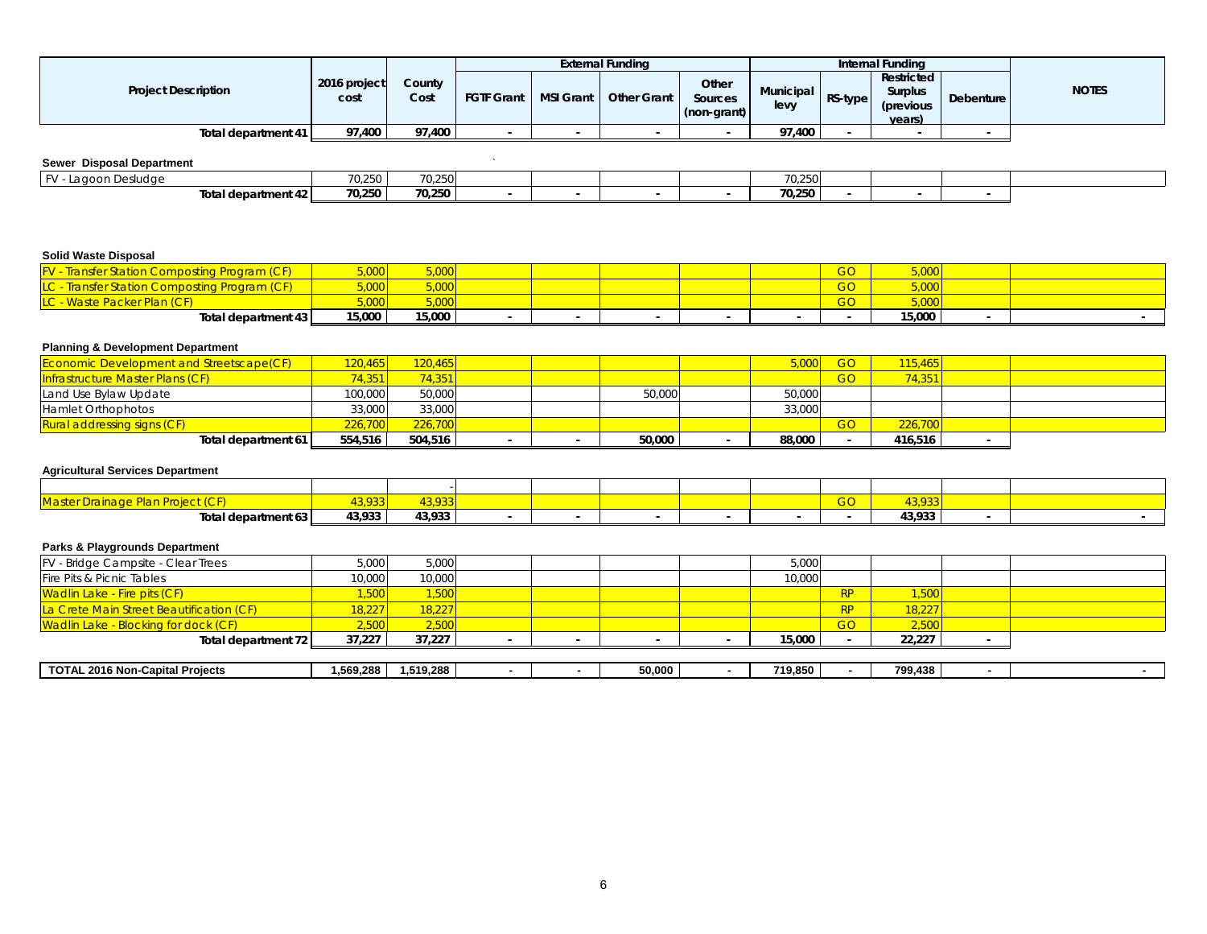| Project Description | 2016 project cost | County Cost | External Funding | | | | Internal Funding | | | | NOTES |
|---|---|---|---|---|---|---|---|---|---|---|---|
| | | | FGTF Grant | MSI Grant | Other Grant | Other Sources (non-grant) | Municipal levy | RS-type | Restricted Surplus (previous years) | Debenture | |
| Total department 41 | 97,400 | 97,400 | - | - | - | - | 97,400 | - | - | - | |
| **Sewer Disposal Department** | | | | | | | | | | | |
| FV - Lagoon Desludge | 70,250 | 70,250 | | | | | 70,250 | | | | |
| Total department 42 | 70,250 | 70,250 | - | - | - | - | 70,250 | - | - | - | |
| **Solid Waste Disposal** | | | | | | | | | | | |
| FV - Transfer Station Composting Program (CF) | 5,000 | 5,000 | | | | | | GO | 5,000 | | |
| LC - Transfer Station Composting Program (CF) | 5,000 | 5,000 | | | | | | GO | 5,000 | | |
| LC - Waste Packer Plan (CF) | 5,000 | 5,000 | | | | | | GO | 5,000 | | |
| Total department 43 | 15,000 | 15,000 | - | - | - | - | - | - | 15,000 | - | - |
| **Planning & Development Department** | | | | | | | | | | | |
| Economic Development and Streetscape(CF) | 120,465 | 120,465 | | | | | 5,000 | GO | 115,465 | | |
| Infrastructure Master Plans (CF) | 74,351 | 74,351 | | | | | | GO | 74,351 | | |
| Land Use Bylaw Update | 100,000 | 50,000 | | | 50,000 | | 50,000 | | | | |
| Hamlet Orthophotos | 33,000 | 33,000 | | | | | 33,000 | | | | |
| Rural addressing signs (CF) | 226,700 | 226,700 | | | | | | GO | 226,700 | | |
| Total department 61 | 554,516 | 504,516 | - | - | 50,000 | - | 88,000 | - | 416,516 | - | |
| **Agricultural Services Department** | | | | | | | | | | | |
| | | - | | | | | | | | | |
| Master Drainage Plan Project (CF) | 43,933 | 43,933 | | | | | | GO | 43,933 | | |
| Total department 63 | 43,933 | 43,933 | - | - | - | - | - | - | 43,933 | - | - |
| **Parks & Playgrounds Department** | | | | | | | | | | | |
| FV - Bridge Campsite - Clear Trees | 5,000 | 5,000 | | | | | 5,000 | | | | |
| Fire Pits & Picnic Tables | 10,000 | 10,000 | | | | | 10,000 | | | | |
| Wadlin Lake - Fire pits (CF) | 1,500 | 1,500 | | | | | | RP | 1,500 | | |
| La Crete Main Street Beautification (CF) | 18,227 | 18,227 | | | | | | RP | 18,227 | | |
| Wadlin Lake - Blocking for dock (CF) | 2,500 | 2,500 | | | | | | GO | 2,500 | | |
| Total department 72 | 37,227 | 37,227 | - | - | - | - | 15,000 | - | 22,227 | - | |
| **TOTAL 2016 Non-Capital Projects** | 1,569,288 | 1,519,288 | - | - | 50,000 | - | 719,850 | - | 799,438 | - | - |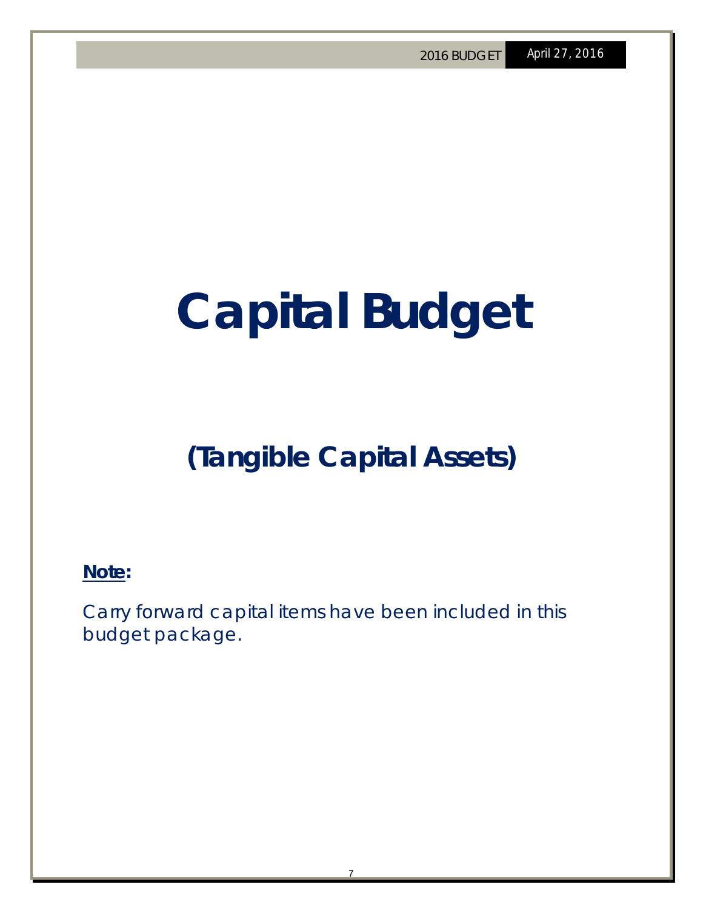# Capital Budget

## (Tangible Capital Assets)

**Note:**

Carry forward capital items have been included in this budget package.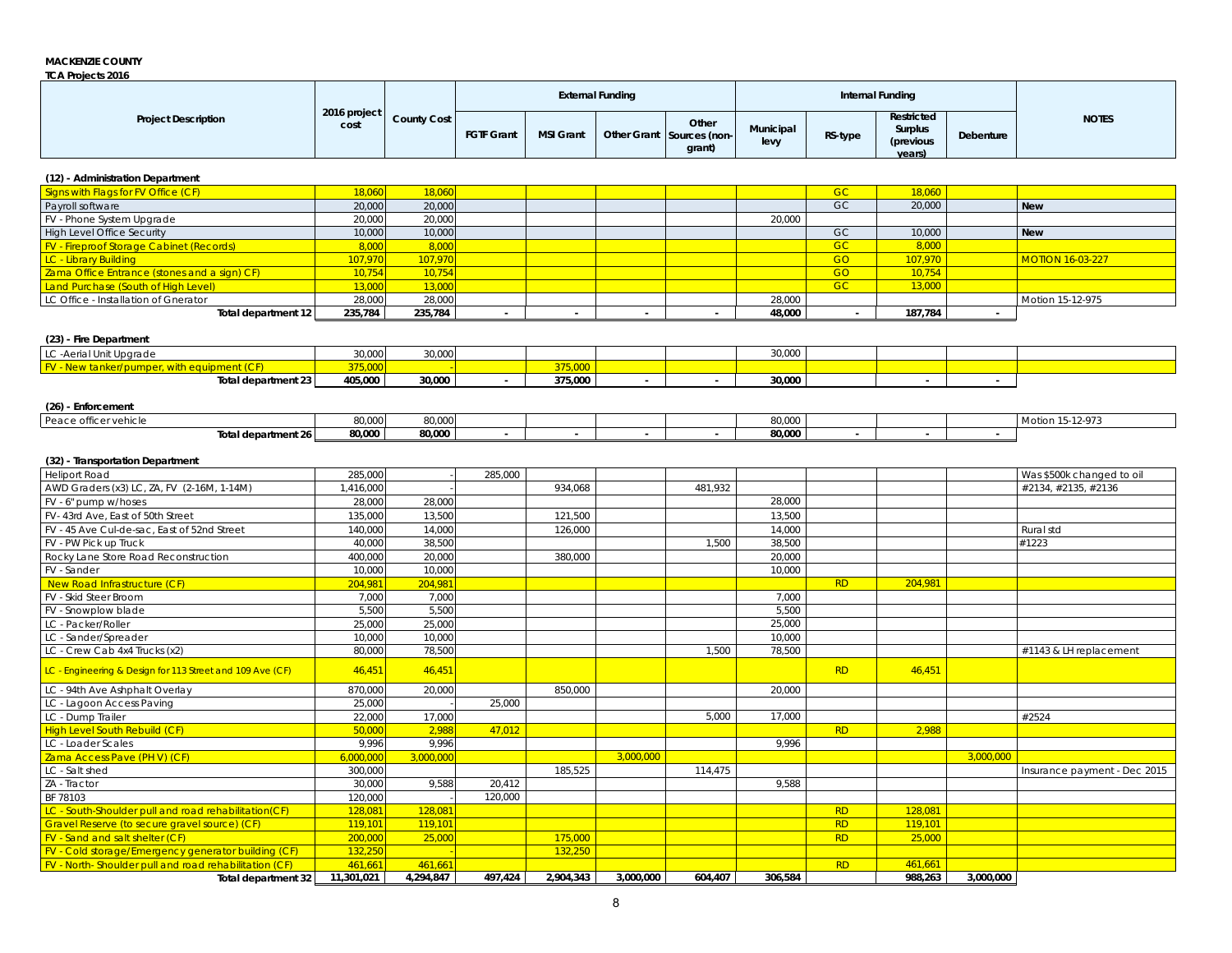**MACKENZIE COUNTY**
**TCA Projects 2016**

| Project Description | 2016 project cost | County Cost | External Funding | | | | Internal Funding | | | | NOTES |
|---|---|---|---|---|---|---|---|---|---|---|---|
| | | | FGTF Grant | MSI Grant | Other Grant | Other Sources (non-grant) | Municipal levy | RS-type | Restricted Surplus (previous years) | Debenture | |
| **(12) - Administration Department** | | | | | | | | | | | |
| Signs with Flags for FV Office (CF) | 18,060 | 18,060 | | | | | | GC | 18,060 | | |
| Payroll software | 20,000 | 20,000 | | | | | | GC | 20,000 | | **New** |
| FV - Phone System Upgrade | 20,000 | 20,000 | | | | | 20,000 | | | | |
| High Level Office Security | 10,000 | 10,000 | | | | | | GC | 10,000 | | **New** |
| FV - Fireproof Storage Cabinet (Records) | 8,000 | 8,000 | | | | | | GC | 8,000 | | |
| LC - Library Building | 107,970 | 107,970 | | | | | | GO | 107,970 | | MOTION 16-03-227 |
| Zama Office Entrance (stones and a sign) CF) | 10,754 | 10,754 | | | | | | GO | 10,754 | | |
| Land Purchase (South of High Level) | 13,000 | 13,000 | | | | | | GC | 13,000 | | |
| LC Office - Installation of Gnerator | 28,000 | 28,000 | | | | | 28,000 | | | | Motion 15-12-975 |
| **Total department 12** | **235,784** | **235,784** | **-** | **-** | **-** | **-** | **48,000** | **-** | **187,784** | **-** | |
| **(23) - Fire Department** | | | | | | | | | | | |
| LC -Aerial Unit Upgrade | 30,000 | 30,000 | | | | | 30,000 | | | | |
| FV - New tanker/pumper, with equipment (CF) | 375,000 | - | | 375,000 | | | | | | | |
| **Total department 23** | **405,000** | **30,000** | **-** | **375,000** | **-** | **-** | **30,000** | | **-** | **-** | |
| **(26) - Enforcement** | | | | | | | | | | | |
| Peace officer vehicle | 80,000 | 80,000 | | | | | 80,000 | | | | Motion 15-12-973 |
| **Total department 26** | **80,000** | **80,000** | **-** | **-** | **-** | **-** | **80,000** | **-** | **-** | **-** | |
| **(32) - Transportation Department** | | | | | | | | | | | |
| Heliport Road | 285,000 | - | 285,000 | | | | | | | | Was $500k changed to oil |
| AWD Graders (x3) LC, ZA, FV (2-16M, 1-14M) | 1,416,000 | - | | 934,068 | | 481,932 | | | | | #2134, #2135, #2136 |
| FV - 6" pump w/hoses | 28,000 | 28,000 | | | | | 28,000 | | | | |
| FV- 43rd Ave, East of 50th Street | 135,000 | 13,500 | | 121,500 | | | 13,500 | | | | |
| FV - 45 Ave Cul-de-sac, East of 52nd Street | 140,000 | 14,000 | | 126,000 | | | 14,000 | | | | Rural std |
| FV - PW Pick up Truck | 40,000 | 38,500 | | | | 1,500 | 38,500 | | | | #1223 |
| Rocky Lane Store Road Reconstruction | 400,000 | 20,000 | | 380,000 | | | 20,000 | | | | |
| FV - Sander | 10,000 | 10,000 | | | | | 10,000 | | | | |
| New Road Infrastructure (CF) | 204,981 | 204,981 | | | | | | RD | 204,981 | | |
| FV - Skid Steer Broom | 7,000 | 7,000 | | | | | 7,000 | | | | |
| FV - Snowplow blade | 5,500 | 5,500 | | | | | 5,500 | | | | |
| LC - Packer/Roller | 25,000 | 25,000 | | | | | 25,000 | | | | |
| LC - Sander/Spreader | 10,000 | 10,000 | | | | | 10,000 | | | | |
| LC - Crew Cab 4x4 Trucks (x2) | 80,000 | 78,500 | | | | 1,500 | 78,500 | | | | #1143 & LH replacement |
| LC - Engineering & Design for 113 Street and 109 Ave (CF) | 46,451 | 46,451 | | | | | | RD | 46,451 | | |
| LC - 94th Ave Ashphalt Overlay | 870,000 | 20,000 | | 850,000 | | | 20,000 | | | | |
| LC - Lagoon Access Paving | 25,000 | - | 25,000 | | | | | | | | |
| LC - Dump Trailer | 22,000 | 17,000 | | | | 5,000 | 17,000 | | | | #2524 |
| High Level South Rebuild (CF) | 50,000 | 2,988 | 47,012 | | | | | RD | 2,988 | | |
| LC - Loader Scales | 9,996 | 9,996 | | | | | 9,996 | | | | |
| Zama Access Pave (PH V) (CF) | 6,000,000 | 3,000,000 | | | 3,000,000 | | | | | 3,000,000 | |
| LC - Salt shed | 300,000 | | | 185,525 | | 114,475 | | | | | Insurance payment - Dec 2015 |
| ZA - Tractor | 30,000 | 9,588 | 20,412 | | | | 9,588 | | | | |
| BF 78103 | 120,000 | - | 120,000 | | | | | | | | |
| LC - South-Shoulder pull and road rehabilitation(CF) | 128,081 | 128,081 | | | | | | RD | 128,081 | | |
| Gravel Reserve (to secure gravel source) (CF) | 119,101 | 119,101 | | | | | | RD | 119,101 | | |
| FV - Sand and salt shelter (CF) | 200,000 | 25,000 | | 175,000 | | | | RD | 25,000 | | |
| FV - Cold storage/Emergency generator building (CF) | 132,250 | - | | 132,250 | | | | | | | |
| FV - North- Shoulder pull and road rehabilitation (CF) | 461,661 | 461,661 | | | | | | RD | 461,661 | | |
| **Total department 32** | **11,301,021** | **4,294,847** | **497,424** | **2,904,343** | **3,000,000** | **604,407** | **306,584** | | **988,263** | **3,000,000** | |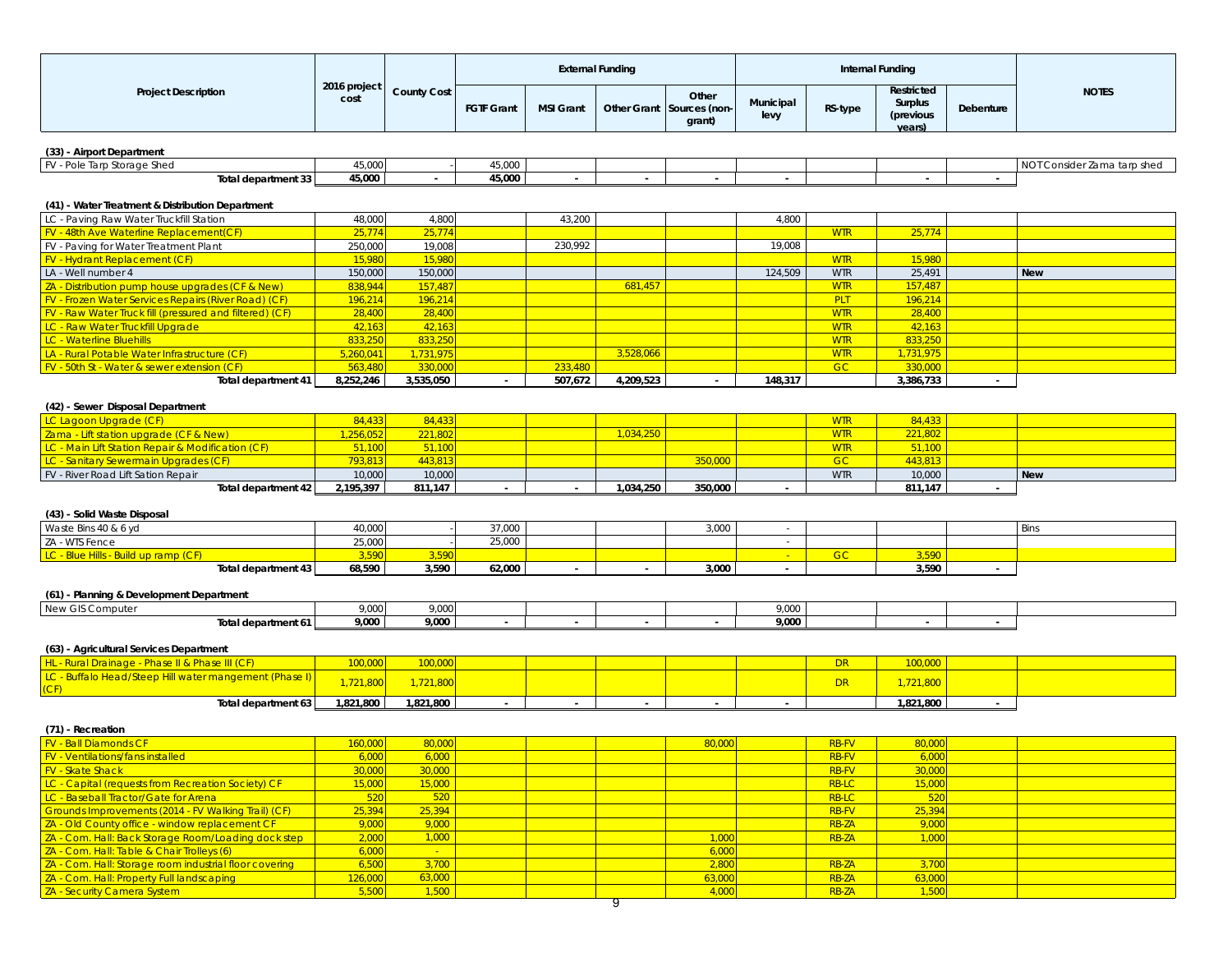| Project Description | 2016 project cost | County Cost | External Funding | | | | Internal Funding | | | | NOTES |
|---|---|---|---|---|---|---|---|---|---|---|---|
| | | | FGTF Grant | MSI Grant | Other Grant | Other Sources (non-grant) | Municipal levy | RS-type | Restricted Surplus (previous years) | Debenture | |
| **(33) - Airport Department** | | | | | | | | | | | |
| FV - Pole Tarp Storage Shed | 45,000 | - | 45,000 | | | | | | | | NOT Consider Zama tarp shed |
| **Total department 33** | **45,000** | **-** | **45,000** | **-** | **-** | **-** | **-** | | **-** | **-** | |
| **(41) - Water Treatment & Distribution Department** | | | | | | | | | | | |
| LC - Paving Raw Water Truckfill Station | 48,000 | 4,800 | | 43,200 | | | 4,800 | | | | |
| FV - 48th Ave Waterline Replacement(CF) | 25,774 | 25,774 | | | | | | WTR | 25,774 | | |
| FV - Paving for Water Treatment Plant | 250,000 | 19,008 | | 230,992 | | | 19,008 | | | | |
| FV - Hydrant Replacement (CF) | 15,980 | 15,980 | | | | | | WTR | 15,980 | | |
| LA - Well number 4 | 150,000 | 150,000 | | | | | 124,509 | WTR | 25,491 | | New |
| ZA - Distribution pump house upgrades (CF & New) | 838,944 | 157,487 | | | 681,457 | | | WTR | 157,487 | | |
| FV - Frozen Water Services Repairs (River Road) (CF) | 196,214 | 196,214 | | | | | | PLT | 196,214 | | |
| FV - Raw Water Truck fill (pressured and filtered) (CF) | 28,400 | 28,400 | | | | | | WTR | 28,400 | | |
| LC - Raw Water Truckfill Upgrade | 42,163 | 42,163 | | | | | | WTR | 42,163 | | |
| LC - Waterline Bluehills | 833,250 | 833,250 | | | | | | WTR | 833,250 | | |
| LA - Rural Potable Water Infrastructure (CF) | 5,260,041 | 1,731,975 | | | 3,528,066 | | | WTR | 1,731,975 | | |
| FV - 50th St - Water & sewer extension (CF) | 563,480 | 330,000 | | 233,480 | | | | GC | 330,000 | | |
| **Total department 41** | **8,252,246** | **3,535,050** | **-** | **507,672** | **4,209,523** | **-** | **148,317** | | **3,386,733** | **-** | |
| **(42) - Sewer Disposal Department** | | | | | | | | | | | |
| LC Lagoon Upgrade (CF) | 84,433 | 84,433 | | | | | | WTR | 84,433 | | |
| Zama - Lift station upgrade (CF & New) | 1,256,052 | 221,802 | | | 1,034,250 | | | WTR | 221,802 | | |
| LC - Main Lift Station Repair & Modification (CF) | 51,100 | 51,100 | | | | | | WTR | 51,100 | | |
| LC - Sanitary Sewermain Upgrades (CF) | 793,813 | 443,813 | | | | 350,000 | | GC | 443,813 | | |
| FV - River Road Lift Sation Repair | 10,000 | 10,000 | | | | | | WTR | 10,000 | | New |
| **Total department 42** | **2,195,397** | **811,147** | **-** | **-** | **1,034,250** | **350,000** | **-** | | **811,147** | **-** | |
| **(43) - Solid Waste Disposal** | | | | | | | | | | | |
| Waste Bins 40 & 6 yd | 40,000 | - | 37,000 | | | 3,000 | - | | | | Bins |
| ZA - WTS Fence | 25,000 | - | 25,000 | | | | - | | | | |
| LC - Blue Hills - Build up ramp (CF) | 3,590 | 3,590 | | | | | - | GC | 3,590 | | |
| **Total department 43** | **68,590** | **3,590** | **62,000** | **-** | **-** | **3,000** | **-** | | **3,590** | **-** | |
| **(61) - Planning & Development Department** | | | | | | | | | | | |
| New GIS Computer | 9,000 | 9,000 | | | | | 9,000 | | | | |
| **Total department 61** | **9,000** | **9,000** | **-** | **-** | **-** | **-** | **9,000** | | **-** | **-** | |
| **(63) - Agricultural Services Department** | | | | | | | | | | | |
| HL - Rural Drainage - Phase II & Phase III (CF) | 100,000 | 100,000 | | | | | | DR | 100,000 | | |
| LC - Buffalo Head/Steep Hill water mangement (Phase I) (CF) | 1,721,800 | 1,721,800 | | | | | | DR | 1,721,800 | | |
| **Total department 63** | **1,821,800** | **1,821,800** | **-** | **-** | **-** | **-** | **-** | | **1,821,800** | **-** | |
| **(71) - Recreation** | | | | | | | | | | | |
| FV - Ball Diamonds CF | 160,000 | 80,000 | | | | 80,000 | | RB-FV | 80,000 | | |
| FV - Ventilations/fans installed | 6,000 | 6,000 | | | | | | RB-FV | 6,000 | | |
| FV - Skate Shack | 30,000 | 30,000 | | | | | | RB-FV | 30,000 | | |
| LC - Capital (requests from Recreation Society) CF | 15,000 | 15,000 | | | | | | RB-LC | 15,000 | | |
| LC - Baseball Tractor/Gate for Arena | 520 | 520 | | | | | | RB-LC | 520 | | |
| Grounds Improvements (2014 - FV Walking Trail) (CF) | 25,394 | 25,394 | | | | | | RB-FV | 25,394 | | |
| ZA - Old County office - window replacement CF | 9,000 | 9,000 | | | | | | RB-ZA | 9,000 | | |
| ZA - Com. Hall: Back Storage Room/Loading dock step | 2,000 | 1,000 | | | | 1,000 | | RB-ZA | 1,000 | | |
| ZA - Com. Hall: Table & Chair Trolleys (6) | 6,000 | - | | | | 6,000 | | | | | |
| ZA - Com. Hall: Storage room industrial floor covering | 6,500 | 3,700 | | | | 2,800 | | RB-ZA | 3,700 | | |
| ZA - Com. Hall: Property Full landscaping | 126,000 | 63,000 | | | | 63,000 | | RB-ZA | 63,000 | | |
| ZA - Security Camera System | 5,500 | 1,500 | | | | 4,000 | | RB-ZA | 1,500 | | |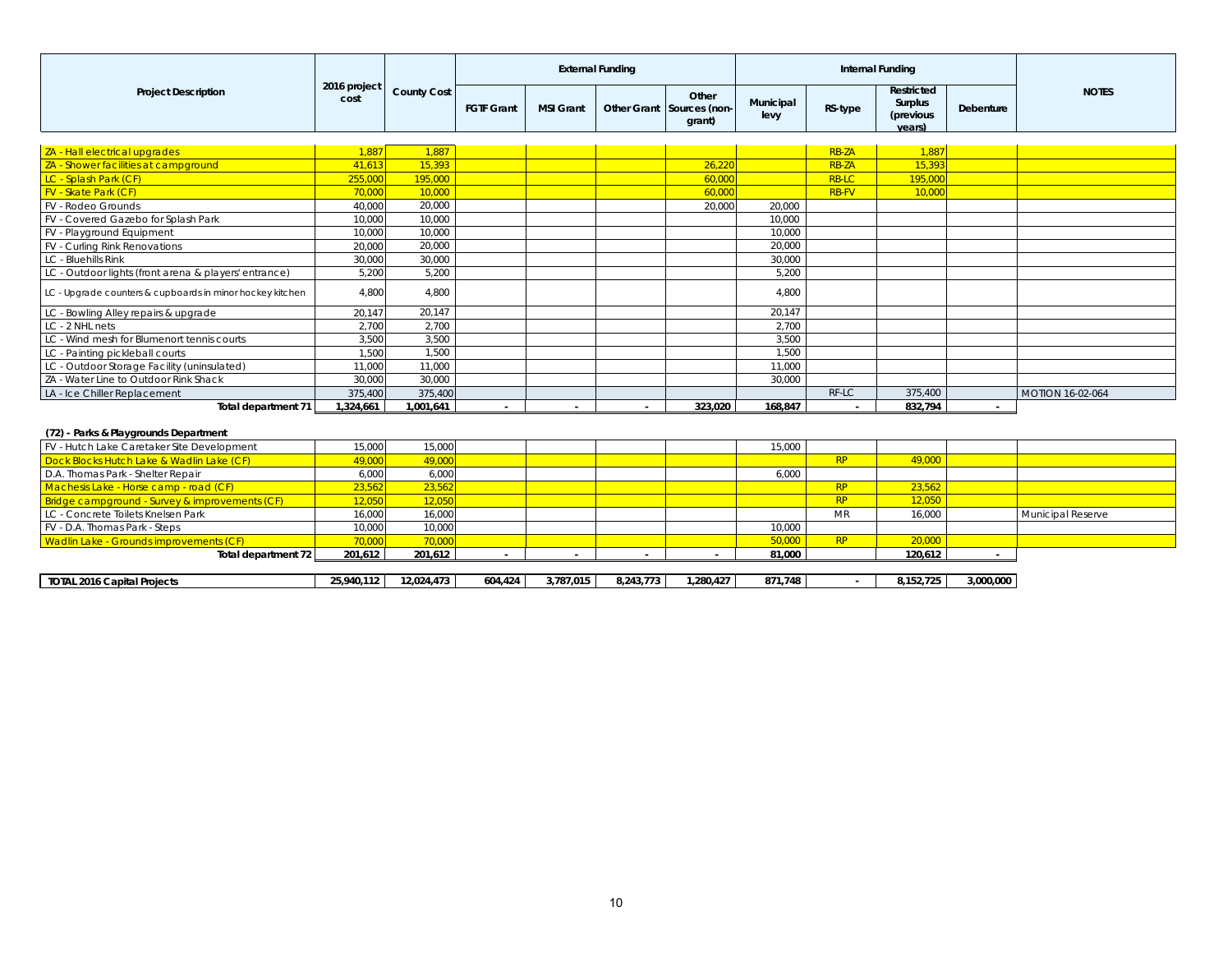| Project Description | 2016 project cost | County Cost | External Funding | | | | Internal Funding | | | | NOTES |
|---|---|---|---|---|---|---|---|---|---|---|---|
| | | | FGTF Grant | MSI Grant | Other Grant | Other Sources (non-grant) | Municipal levy | RS-type | Restricted Surplus (previous years) | Debenture | |
| ZA - Hall electrical upgrades | 1,887 | 1,887 | | | | | | RB-ZA | 1,887 | | |
| ZA - Shower facilities at campground | 41,613 | 15,393 | | | | 26,220 | | RB-ZA | 15,393 | | |
| LC - Splash Park (CF) | 255,000 | 195,000 | | | | 60,000 | | RB-LC | 195,000 | | |
| FV - Skate Park (CF) | 70,000 | 10,000 | | | | 60,000 | | RB-FV | 10,000 | | |
| FV - Rodeo Grounds | 40,000 | 20,000 | | | | 20,000 | 20,000 | | | | |
| FV - Covered Gazebo for Splash Park | 10,000 | 10,000 | | | | | 10,000 | | | | |
| FV - Playground Equipment | 10,000 | 10,000 | | | | | 10,000 | | | | |
| FV - Curling Rink Renovations | 20,000 | 20,000 | | | | | 20,000 | | | | |
| LC - Bluehills Rink | 30,000 | 30,000 | | | | | 30,000 | | | | |
| LC - Outdoor lights (front arena & players' entrance) | 5,200 | 5,200 | | | | | 5,200 | | | | |
| LC - Upgrade counters & cupboards in minor hockey kitchen | 4,800 | 4,800 | | | | | 4,800 | | | | |
| LC - Bowling Alley repairs & upgrade | 20,147 | 20,147 | | | | | 20,147 | | | | |
| LC - 2 NHL nets | 2,700 | 2,700 | | | | | 2,700 | | | | |
| LC - Wind mesh for Blumenort tennis courts | 3,500 | 3,500 | | | | | 3,500 | | | | |
| LC - Painting pickleball courts | 1,500 | 1,500 | | | | | 1,500 | | | | |
| LC - Outdoor Storage Facility (uninsulated) | 11,000 | 11,000 | | | | | 11,000 | | | | |
| ZA - Water Line to Outdoor Rink Shack | 30,000 | 30,000 | | | | | 30,000 | | | | |
| LA - Ice Chiller Replacement | 375,400 | 375,400 | | | | | | RF-LC | 375,400 | | MOTION 16-02-064 |
| **Total department 71** | **1,324,661** | **1,001,641** | **-** | **-** | **-** | **323,020** | **168,847** | **-** | **832,794** | **-** | |
| **(72) - Parks & Playgrounds Department** | | | | | | | | | | | |
| FV - Hutch Lake Caretaker Site Development | 15,000 | 15,000 | | | | | 15,000 | | | | |
| Dock Blocks Hutch Lake & Wadlin Lake (CF) | 49,000 | 49,000 | | | | | | RP | 49,000 | | |
| D.A. Thomas Park - Shelter Repair | 6,000 | 6,000 | | | | | 6,000 | | | | |
| Machesis Lake - Horse camp - road (CF) | 23,562 | 23,562 | | | | | | RP | 23,562 | | |
| Bridge campground - Survey & improvements (CF) | 12,050 | 12,050 | | | | | | RP | 12,050 | | |
| LC - Concrete Toilets Knelsen Park | 16,000 | 16,000 | | | | | | MR | 16,000 | | Municipal Reserve |
| FV - D.A. Thomas Park - Steps | 10,000 | 10,000 | | | | | 10,000 | | | | |
| Wadlin Lake - Grounds improvements (CF) | 70,000 | 70,000 | | | | | 50,000 | RP | 20,000 | | |
| **Total department 72** | **201,612** | **201,612** | **-** | **-** | **-** | **-** | **81,000** | | **120,612** | **-** | |
| **TOTAL 2016 Capital Projects** | **25,940,112** | **12,024,473** | **604,424** | **3,787,015** | **8,243,773** | **1,280,427** | **871,748** | **-** | **8,152,725** | **3,000,000** | |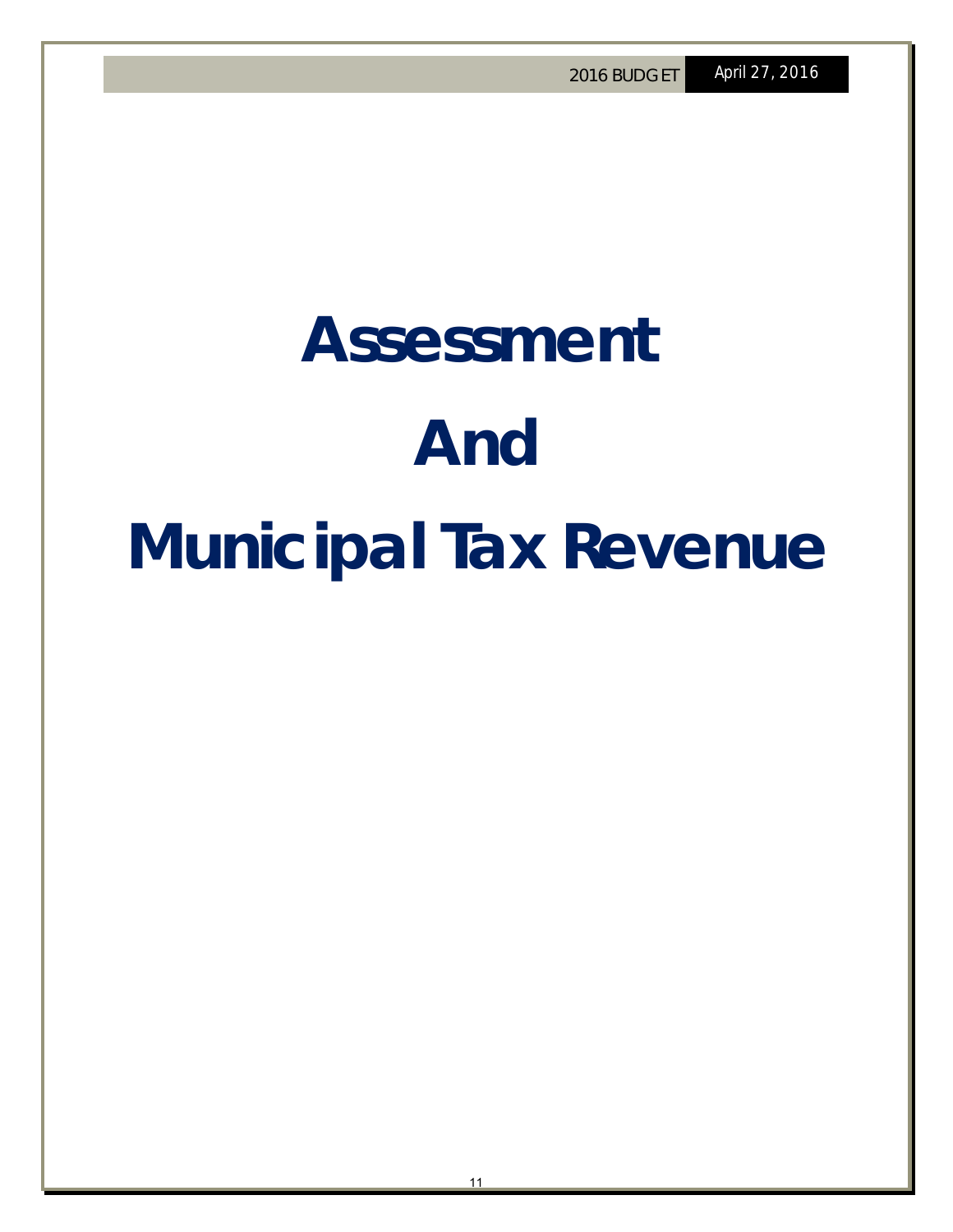# Assessment

# And

# Municipal Tax Revenue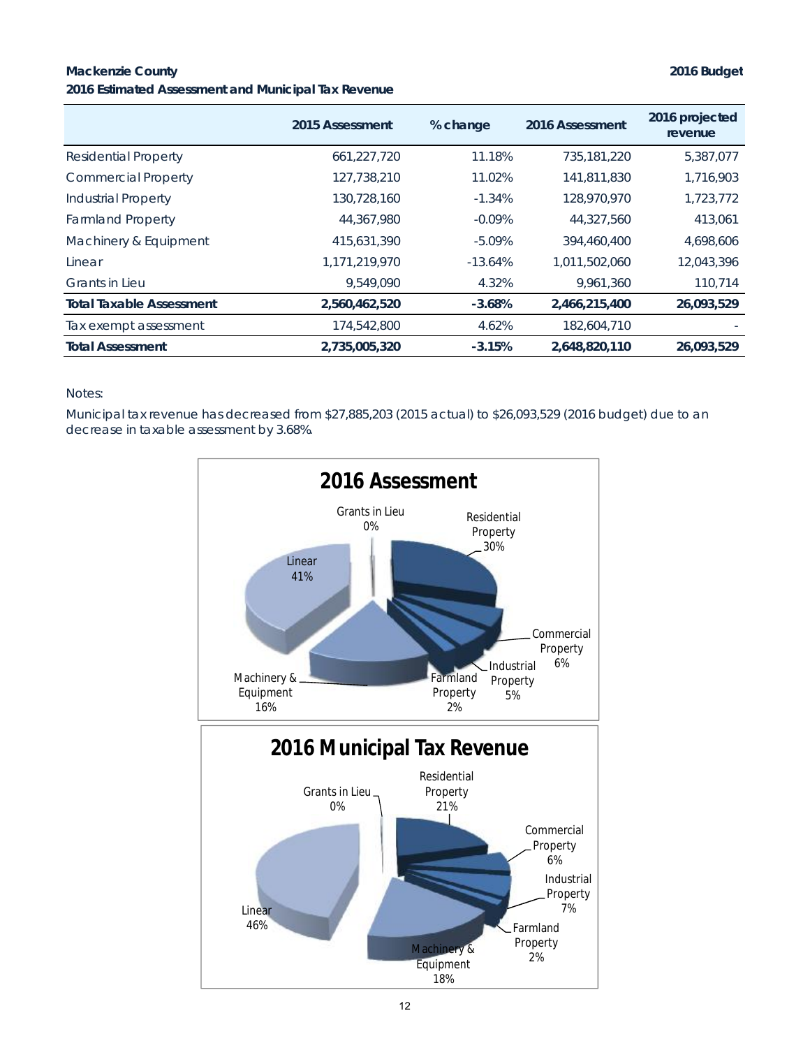**Mackenzie County**

**2016 Estimated Assessment and Municipal Tax Revenue**

| | 2015 Assessment | % change | 2016 Assessment | 2016 projected revenue |
|---|---|---|---|---|
| Residential Property | 661,227,720 | 11.18% | 735,181,220 | 5,387,077 |
| Commercial Property | 127,738,210 | 11.02% | 141,811,830 | 1,716,903 |
| Industrial Property | 130,728,160 | -1.34% | 128,970,970 | 1,723,772 |
| Farmland Property | 44,367,980 | -0.09% | 44,327,560 | 413,061 |
| Machinery & Equipment | 415,631,390 | -5.09% | 394,460,400 | 4,698,606 |
| Linear | 1,171,219,970 | -13.64% | 1,011,502,060 | 12,043,396 |
| Grants in Lieu | 9,549,090 | 4.32% | 9,961,360 | 110,714 |
| **Total Taxable Assessment** | **2,560,462,520** | **-3.68%** | **2,466,215,400** | **26,093,529** |
| Tax exempt assessment | 174,542,800 | 4.62% | 182,604,710 | - |
| **Total Assessment** | **2,735,005,320** | **-3.15%** | **2,648,820,110** | **26,093,529** |

Notes:

Municipal tax revenue has decreased from $27,885,203 (2015 actual) to $26,093,529 (2016 budget) due to an decrease in taxable assessment by 3.68%.

## 2016 Assessment

- Residential Property 30%
- Commercial Property 6%
- Industrial Property 5%
- Farmland Property 2%
- Machinery & Equipment 16%
- Linear 41%
- Grants in Lieu 0%

## 2016 Municipal Tax Revenue

- Residential Property 21%
- Commercial Property 6%
- Industrial Property 7%
- Farmland Property 2%
- Machinery & Equipment 18%
- Linear 46%
- Grants in Lieu 0%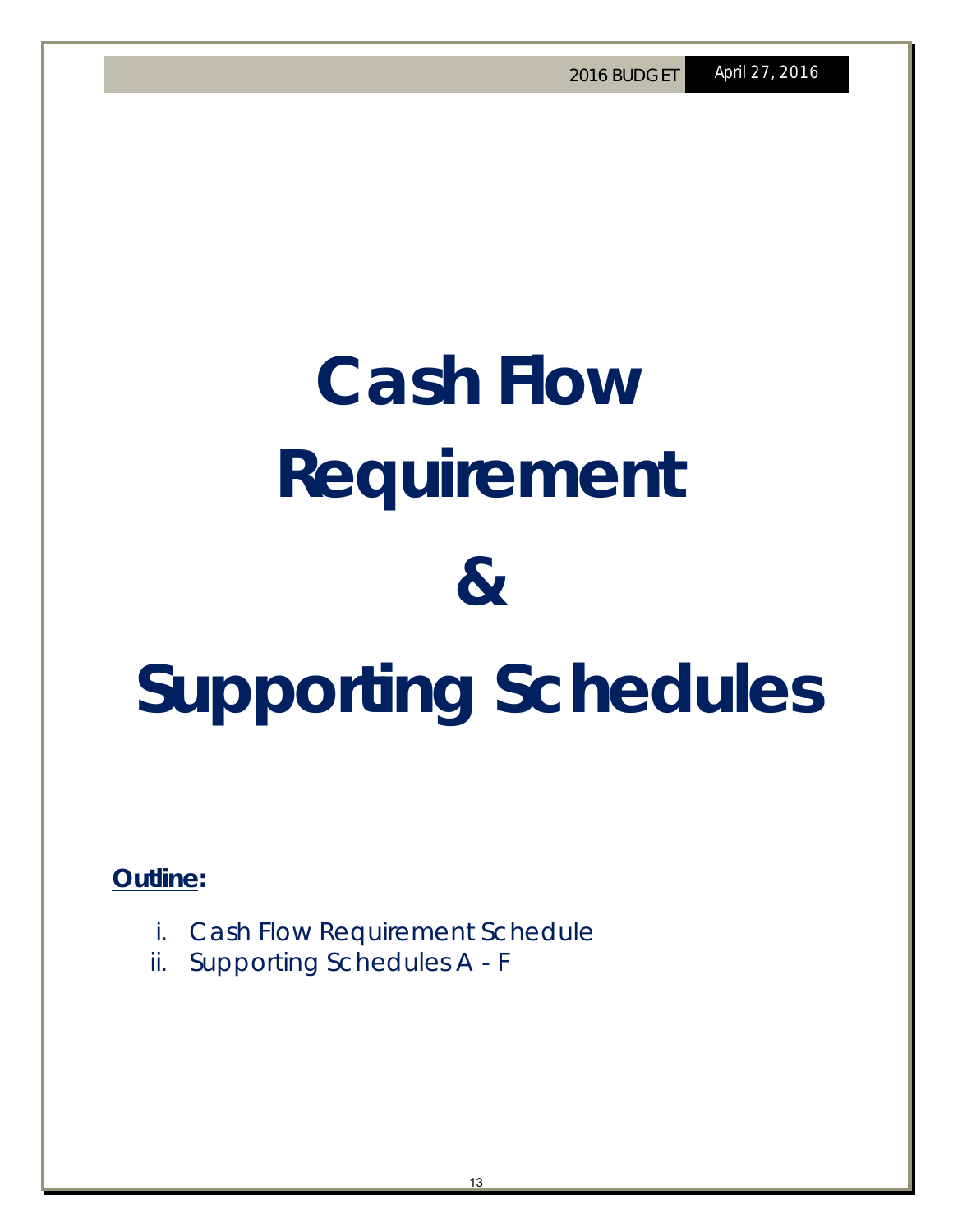# Cash Flow Requirement & Supporting Schedules

**Outline:**

i. Cash Flow Requirement Schedule
ii. Supporting Schedules A - F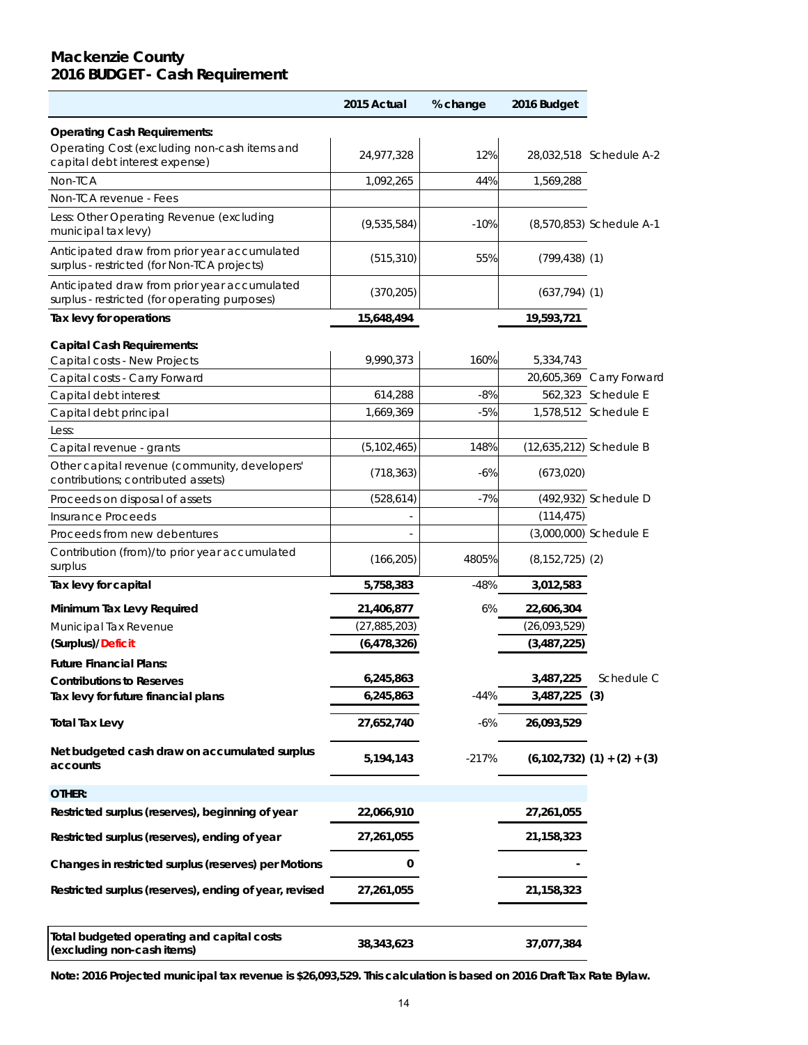# Mackenzie County
## 2016 BUDGET - Cash Requirement

| | 2015 Actual | % change | 2016 Budget | |
|---|---|---|---|---|
| **Operating Cash Requirements:** | | | | |
| Operating Cost (excluding non-cash items and capital debt interest expense) | 24,977,328 | 12% | 28,032,518 | Schedule A-2 |
| Non-TCA | 1,092,265 | 44% | 1,569,288 | |
| Non-TCA revenue - Fees | | | | |
| Less: Other Operating Revenue (excluding municipal tax levy) | (9,535,584) | -10% | (8,570,853) | Schedule A-1 |
| Anticipated draw from prior year accumulated surplus - restricted (for Non-TCA projects) | (515,310) | 55% | (799,438) | (1) |
| Anticipated draw from prior year accumulated surplus - restricted (for operating purposes) | (370,205) | | (637,794) | (1) |
| **Tax levy for operations** | **15,648,494** | | **19,593,721** | |
| **Capital Cash Requirements:** | | | | |
| Capital costs - New Projects | 9,990,373 | 160% | 5,334,743 | |
| Capital costs - Carry Forward | | | 20,605,369 | Carry Forward |
| Capital debt interest | 614,288 | -8% | 562,323 | Schedule E |
| Capital debt principal | 1,669,369 | -5% | 1,578,512 | Schedule E |
| Less: | | | | |
| Capital revenue - grants | (5,102,465) | 148% | (12,635,212) | Schedule B |
| Other capital revenue (community, developers' contributions; contributed assets) | (718,363) | -6% | (673,020) | |
| Proceeds on disposal of assets | (528,614) | -7% | (492,932) | Schedule D |
| Insurance Proceeds | - | | (114,475) | |
| Proceeds from new debentures | - | | (3,000,000) | Schedule E |
| Contribution (from)/to prior year accumulated surplus | (166,205) | 4805% | (8,152,725) | (2) |
| **Tax levy for capital** | **5,758,383** | -48% | **3,012,583** | |
| **Minimum Tax Levy Required** | **21,406,877** | 6% | **22,606,304** | |
| Municipal Tax Revenue | (27,885,203) | | (26,093,529) | |
| **(Surplus)/Deficit** | **(6,478,326)** | | **(3,487,225)** | |
| **Future Financial Plans:** | | | | |
| **Contributions to Reserves** | **6,245,863** | | **3,487,225** | Schedule C |
| **Tax levy for future financial plans** | **6,245,863** | -44% | **3,487,225** | **(3)** |
| **Total Tax Levy** | **27,652,740** | -6% | **26,093,529** | |
| **Net budgeted cash draw on accumulated surplus accounts** | **5,194,143** | -217% | **(6,102,732)** | **(1) + (2) + (3)** |
| **OTHER:** | | | | |
| **Restricted surplus (reserves), beginning of year** | **22,066,910** | | **27,261,055** | |
| **Restricted surplus (reserves), ending of year** | **27,261,055** | | **21,158,323** | |
| **Changes in restricted surplus (reserves) per Motions** | **0** | | **-** | |
| **Restricted surplus (reserves), ending of year, revised** | **27,261,055** | | **21,158,323** | |
| **Total budgeted operating and capital costs (excluding non-cash items)** | **38,343,623** | | **37,077,384** | |

**Note: 2016 Projected municipal tax revenue is $26,093,529. This calculation is based on 2016 Draft Tax Rate Bylaw.**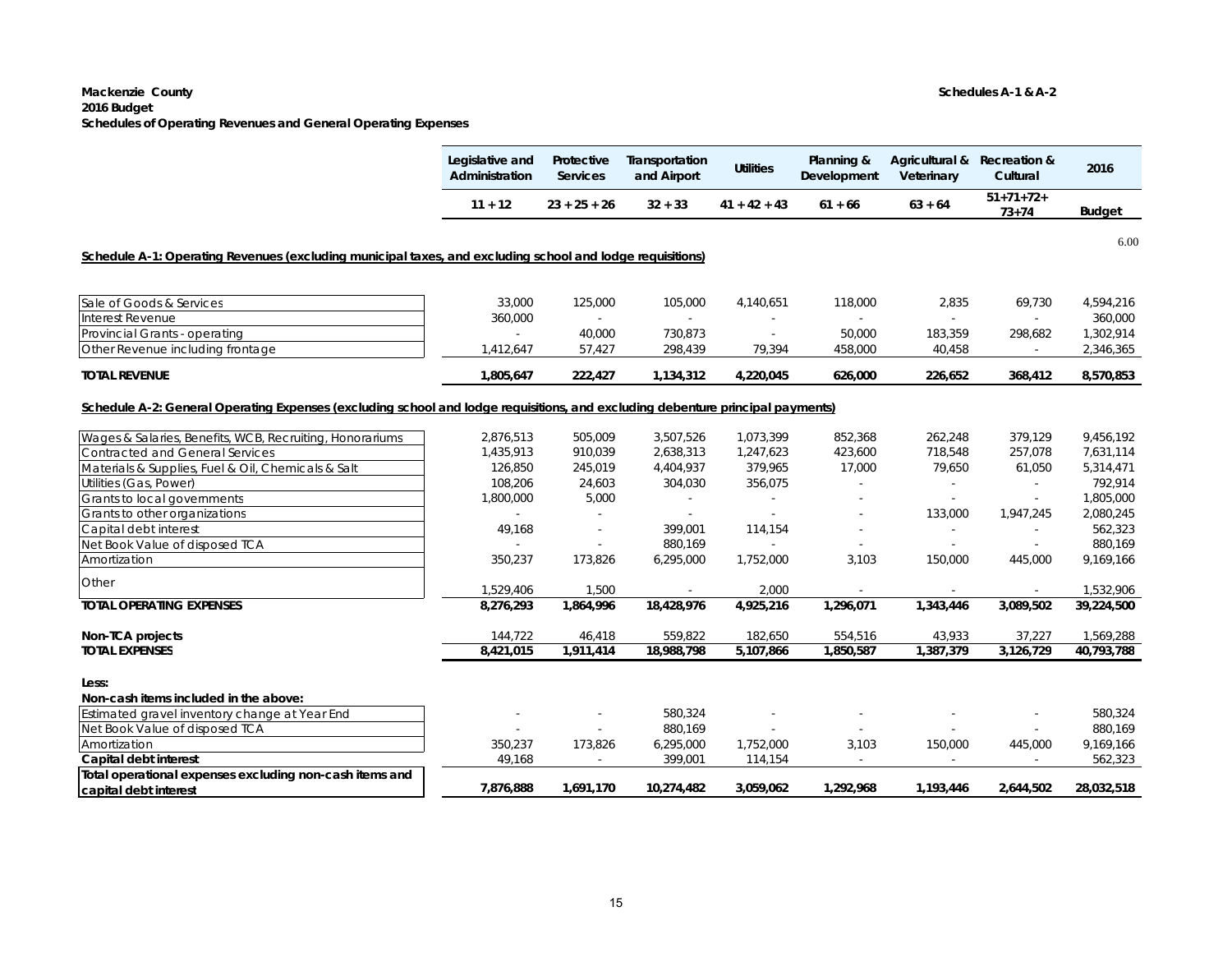**Mackenzie County**
**2016 Budget**
**Schedules of Operating Revenues and General Operating Expenses**

**Schedules A-1 & A-2**

| | Legislative and Administration | Protective Services | Transportation and Airport | Utilities | Planning & Development | Agricultural & Veterinary | Recreation & Cultural | 2016 |
|---|---|---|---|---|---|---|---|---|
| | 11 + 12 | 23 + 25 + 26 | 32 + 33 | 41 + 42 + 43 | 61 + 66 | 63 + 64 | 51+71+72+ 73+74 | Budget |

6.00

**Schedule A-1: Operating Revenues (excluding municipal taxes, and excluding school and lodge requisitions)**

| | Legislative and Administration | Protective Services | Transportation and Airport | Utilities | Planning & Development | Agricultural & Veterinary | Recreation & Cultural | 2016 Budget |
|---|---|---|---|---|---|---|---|---|
| Sale of Goods & Services | 33,000 | 125,000 | 105,000 | 4,140,651 | 118,000 | 2,835 | 69,730 | 4,594,216 |
| Interest Revenue | 360,000 | - | - | - | - | - | - | 360,000 |
| Provincial Grants - operating | - | 40,000 | 730,873 | - | 50,000 | 183,359 | 298,682 | 1,302,914 |
| Other Revenue including frontage | 1,412,647 | 57,427 | 298,439 | 79,394 | 458,000 | 40,458 | - | 2,346,365 |
| **TOTAL REVENUE** | **1,805,647** | **222,427** | **1,134,312** | **4,220,045** | **626,000** | **226,652** | **368,412** | **8,570,853** |

**Schedule A-2: General Operating Expenses (excluding school and lodge requisitions, and excluding debenture principal payments)**

| | Legislative and Administration | Protective Services | Transportation and Airport | Utilities | Planning & Development | Agricultural & Veterinary | Recreation & Cultural | 2016 Budget |
|---|---|---|---|---|---|---|---|---|
| Wages & Salaries, Benefits, WCB, Recruiting, Honorariums | 2,876,513 | 505,009 | 3,507,526 | 1,073,399 | 852,368 | 262,248 | 379,129 | 9,456,192 |
| Contracted and General Services | 1,435,913 | 910,039 | 2,638,313 | 1,247,623 | 423,600 | 718,548 | 257,078 | 7,631,114 |
| Materials & Supplies, Fuel & Oil, Chemicals & Salt | 126,850 | 245,019 | 4,404,937 | 379,965 | 17,000 | 79,650 | 61,050 | 5,314,471 |
| Utilities (Gas, Power) | 108,206 | 24,603 | 304,030 | 356,075 | - | - | - | 792,914 |
| Grants to local governments | 1,800,000 | 5,000 | - | - | - | - | - | 1,805,000 |
| Grants to other organizations | - | - | - | - | - | 133,000 | 1,947,245 | 2,080,245 |
| Capital debt interest | 49,168 | - | 399,001 | 114,154 | - | - | - | 562,323 |
| Net Book Value of disposed TCA | - | - | 880,169 | - | - | - | - | 880,169 |
| Amortization | 350,237 | 173,826 | 6,295,000 | 1,752,000 | 3,103 | 150,000 | 445,000 | 9,169,166 |
| Other | 1,529,406 | 1,500 | - | 2,000 | - | - | - | 1,532,906 |
| **TOTAL OPERATING EXPENSES** | **8,276,293** | **1,864,996** | **18,428,976** | **4,925,216** | **1,296,071** | **1,343,446** | **3,089,502** | **39,224,500** |
| **Non-TCA projects** | 144,722 | 46,418 | 559,822 | 182,650 | 554,516 | 43,933 | 37,227 | 1,569,288 |
| **TOTAL EXPENSES** | **8,421,015** | **1,911,414** | **18,988,798** | **5,107,866** | **1,850,587** | **1,387,379** | **3,126,729** | **40,793,788** |
| **Less:** | | | | | | | | |
| **Non-cash items included in the above:** | | | | | | | | |
| Estimated gravel inventory change at Year End | - | - | 580,324 | - | - | - | - | 580,324 |
| Net Book Value of disposed TCA | - | - | 880,169 | - | - | - | - | 880,169 |
| Amortization | 350,237 | 173,826 | 6,295,000 | 1,752,000 | 3,103 | 150,000 | 445,000 | 9,169,166 |
| **Capital debt interest** | 49,168 | - | 399,001 | 114,154 | - | - | - | 562,323 |
| **Total operational expenses excluding non-cash items and capital debt interest** | **7,876,888** | **1,691,170** | **10,274,482** | **3,059,062** | **1,292,968** | **1,193,446** | **2,644,502** | **28,032,518** |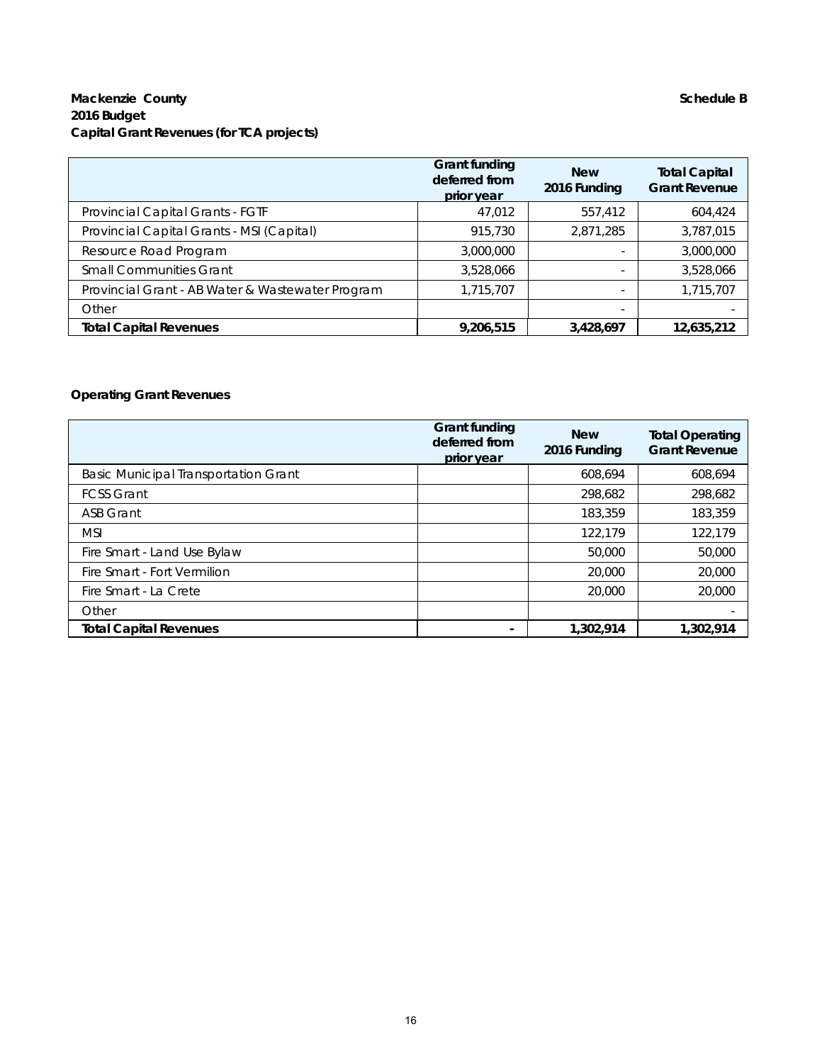**Mackenzie County** **Schedule B**
**2016 Budget**
**Capital Grant Revenues (for TCA projects)**

| | Grant funding deferred from prior year | New 2016 Funding | Total Capital Grant Revenue |
|---|---|---|---|
| Provincial Capital Grants - FGTF | 47,012 | 557,412 | 604,424 |
| Provincial Capital Grants - MSI (Capital) | 915,730 | 2,871,285 | 3,787,015 |
| Resource Road Program | 3,000,000 | - | 3,000,000 |
| Small Communities Grant | 3,528,066 | - | 3,528,066 |
| Provincial Grant - AB Water & Wastewater Program | 1,715,707 | - | 1,715,707 |
| Other | | - | - |
| **Total Capital Revenues** | **9,206,515** | **3,428,697** | **12,635,212** |

**Operating Grant Revenues**

| | Grant funding deferred from prior year | New 2016 Funding | Total Operating Grant Revenue |
|---|---|---|---|
| Basic Municipal Transportation Grant | | 608,694 | 608,694 |
| FCSS Grant | | 298,682 | 298,682 |
| ASB Grant | | 183,359 | 183,359 |
| MSI | | 122,179 | 122,179 |
| Fire Smart - Land Use Bylaw | | 50,000 | 50,000 |
| Fire Smart - Fort Vermilion | | 20,000 | 20,000 |
| Fire Smart - La Crete | | 20,000 | 20,000 |
| Other | | | - |
| **Total Capital Revenues** | **-** | **1,302,914** | **1,302,914** |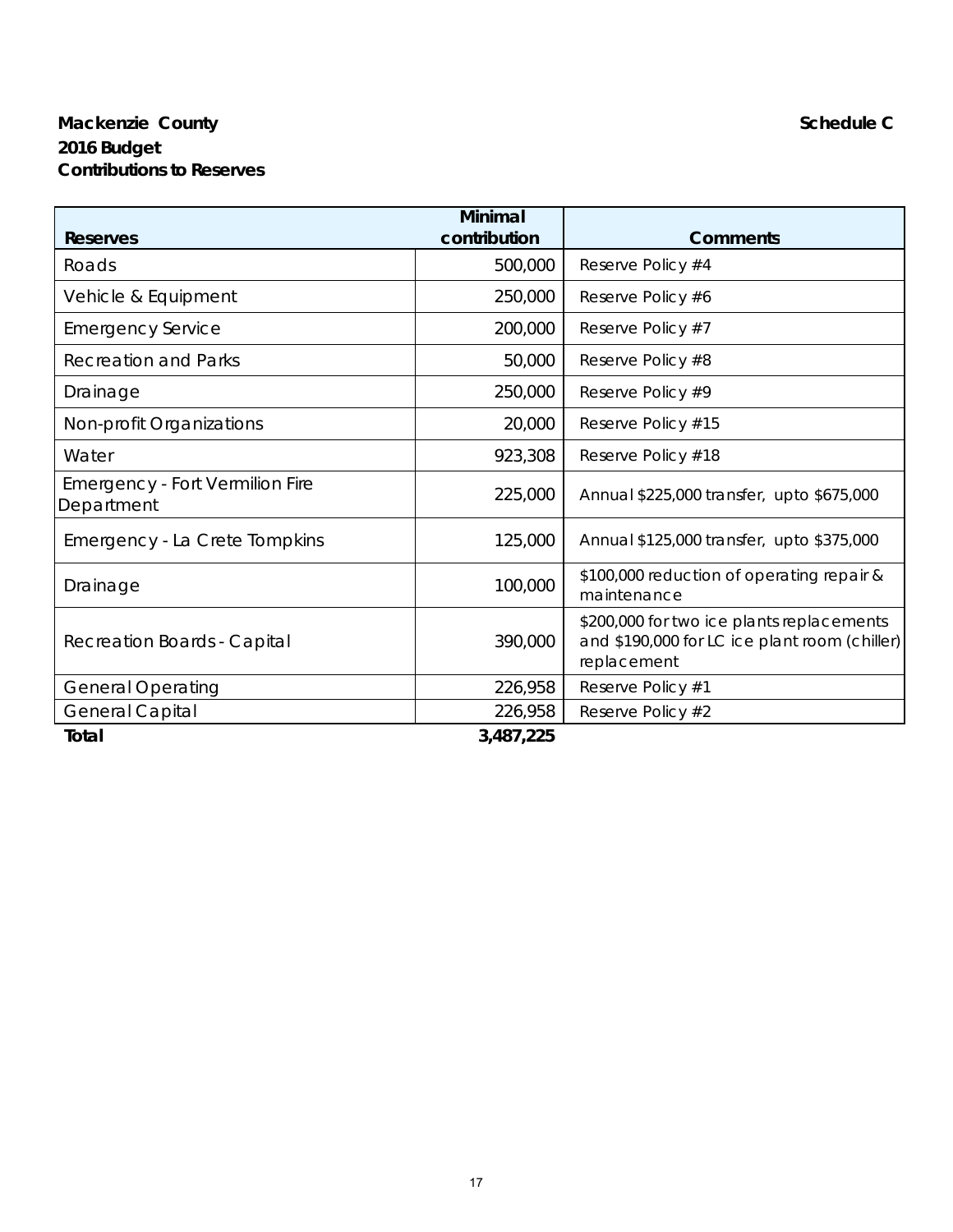**Mackenzie County** **Schedule C**

**2016 Budget**

**Contributions to Reserves**

| Reserves | Minimal contribution | Comments |
|---|---|---|
| Roads | 500,000 | Reserve Policy #4 |
| Vehicle & Equipment | 250,000 | Reserve Policy #6 |
| Emergency Service | 200,000 | Reserve Policy #7 |
| Recreation and Parks | 50,000 | Reserve Policy #8 |
| Drainage | 250,000 | Reserve Policy #9 |
| Non-profit Organizations | 20,000 | Reserve Policy #15 |
| Water | 923,308 | Reserve Policy #18 |
| Emergency - Fort Vermilion Fire Department | 225,000 | Annual $225,000 transfer, upto $675,000 |
| Emergency - La Crete Tompkins | 125,000 | Annual $125,000 transfer, upto $375,000 |
| Drainage | 100,000 | $100,000 reduction of operating repair & maintenance |
| Recreation Boards - Capital | 390,000 | $200,000 for two ice plants replacements and $190,000 for LC ice plant room (chiller) replacement |
| General Operating | 226,958 | Reserve Policy #1 |
| General Capital | 226,958 | Reserve Policy #2 |
| **Total** | **3,487,225** | |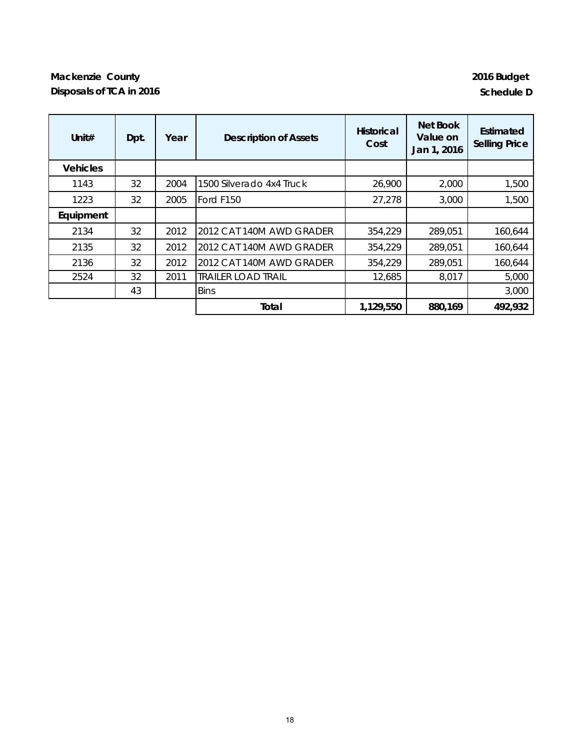**Mackenzie County**

**Disposals of TCA in 2016**

**2016 Budget**

**Schedule D**

| Unit# | Dpt. | Year | Description of Assets | Historical Cost | Net Book Value on Jan 1, 2016 | Estimated Selling Price |
|---|---|---|---|---|---|---|
| **Vehicles** | | | | | | |
| 1143 | 32 | 2004 | 1500 Silverado 4x4 Truck | 26,900 | 2,000 | 1,500 |
| 1223 | 32 | 2005 | Ford F150 | 27,278 | 3,000 | 1,500 |
| **Equipment** | | | | | | |
| 2134 | 32 | 2012 | 2012 CAT 140M AWD GRADER | 354,229 | 289,051 | 160,644 |
| 2135 | 32 | 2012 | 2012 CAT 140M AWD GRADER | 354,229 | 289,051 | 160,644 |
| 2136 | 32 | 2012 | 2012 CAT 140M AWD GRADER | 354,229 | 289,051 | 160,644 |
| 2524 | 32 | 2011 | TRAILER LOAD TRAIL | 12,685 | 8,017 | 5,000 |
| | 43 | | Bins | | | 3,000 |
| | | | **Total** | **1,129,550** | **880,169** | **492,932** |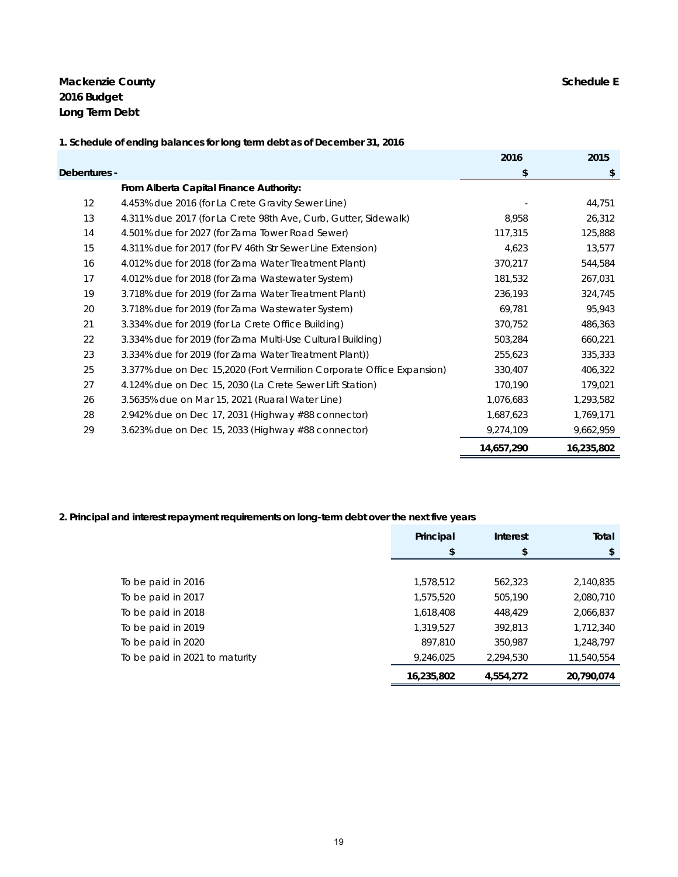**Mackenzie County** **Schedule E**
**2016 Budget**
**Long Term Debt**

**1. Schedule of ending balances for long term debt as of December 31, 2016**

| | | 2016 | 2015 |
|---|---|---|---|
| **Debentures -** | | **$** | **$** |
| | **From Alberta Capital Finance Authority:** | | |
| 12 | 4.453% due 2016 (for La Crete Gravity Sewer Line) | - | 44,751 |
| 13 | 4.311% due 2017 (for La Crete 98th Ave, Curb, Gutter, Sidewalk) | 8,958 | 26,312 |
| 14 | 4.501% due for 2027 (for Zama Tower Road Sewer) | 117,315 | 125,888 |
| 15 | 4.311% due for 2017 (for FV 46th Str Sewer Line Extension) | 4,623 | 13,577 |
| 16 | 4.012% due for 2018 (for Zama Water Treatment Plant) | 370,217 | 544,584 |
| 17 | 4.012% due for 2018 (for Zama Wastewater System) | 181,532 | 267,031 |
| 19 | 3.718% due for 2019 (for Zama Water Treatment Plant) | 236,193 | 324,745 |
| 20 | 3.718% due for 2019 (for Zama Wastewater System) | 69,781 | 95,943 |
| 21 | 3.334% due for 2019 (for La Crete Office Building) | 370,752 | 486,363 |
| 22 | 3.334% due for 2019 (for Zama Multi-Use Cultural Building) | 503,284 | 660,221 |
| 23 | 3.334% due for 2019 (for Zama Water Treatment Plant)) | 255,623 | 335,333 |
| 25 | 3.377% due on Dec 15,2020 (Fort Vermilion Corporate Office Expansion) | 330,407 | 406,322 |
| 27 | 4.124% due on Dec 15, 2030 (La Crete Sewer Lift Station) | 170,190 | 179,021 |
| 26 | 3.5635% due on Mar 15, 2021 (Ruaral Water Line) | 1,076,683 | 1,293,582 |
| 28 | 2.942% due on Dec 17, 2031 (Highway #88 connector) | 1,687,623 | 1,769,171 |
| 29 | 3.623% due on Dec 15, 2033 (Highway #88 connector) | 9,274,109 | 9,662,959 |
| | | **14,657,290** | **16,235,802** |

**2. Principal and interest repayment requirements on long-term debt over the next five years**

| | Principal | Interest | Total |
|---|---|---|---|
| | $ | $ | $ |
| To be paid in 2016 | 1,578,512 | 562,323 | 2,140,835 |
| To be paid in 2017 | 1,575,520 | 505,190 | 2,080,710 |
| To be paid in 2018 | 1,618,408 | 448,429 | 2,066,837 |
| To be paid in 2019 | 1,319,527 | 392,813 | 1,712,340 |
| To be paid in 2020 | 897,810 | 350,987 | 1,248,797 |
| To be paid in 2021 to maturity | 9,246,025 | 2,294,530 | 11,540,554 |
| | **16,235,802** | **4,554,272** | **20,790,074** |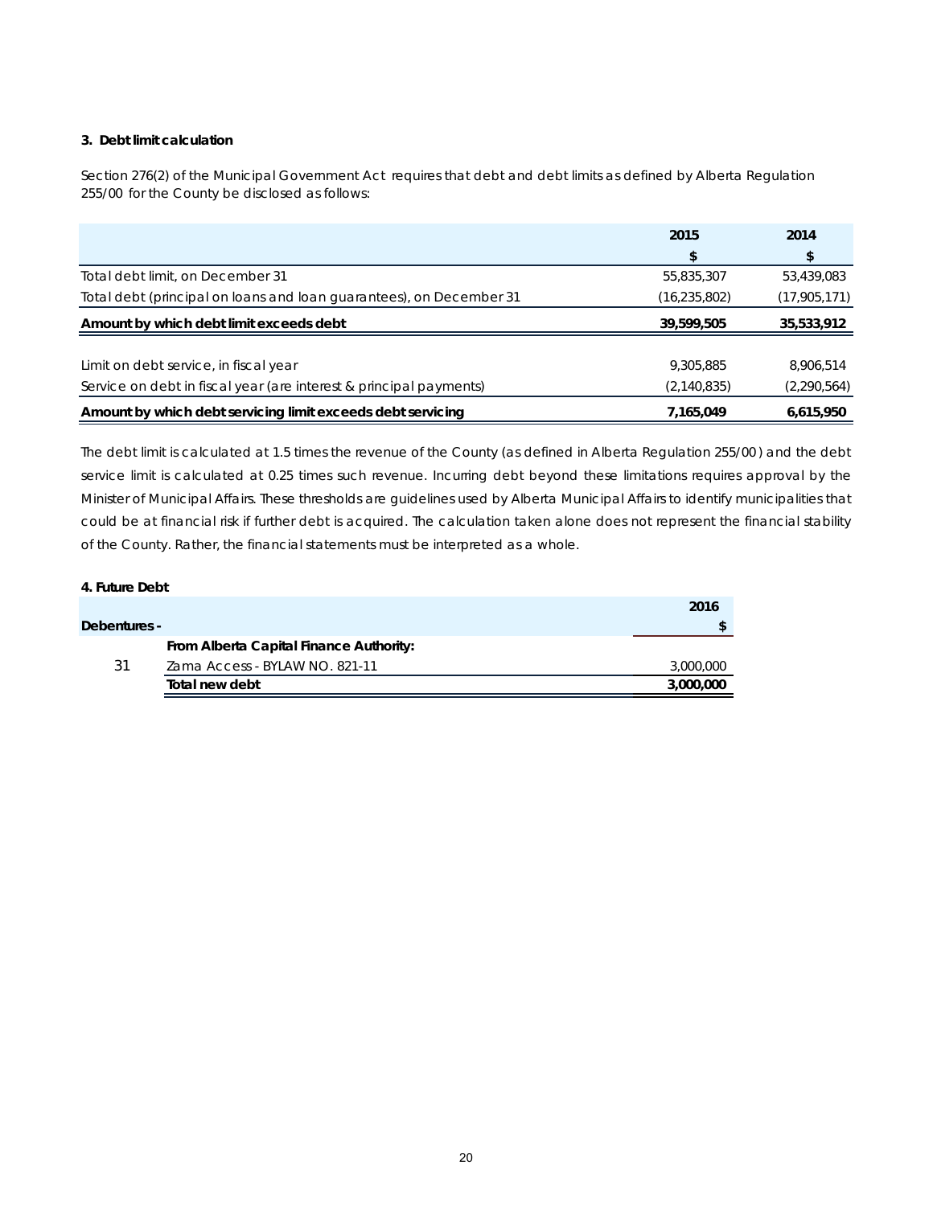### 3. Debt limit calculation

Section 276(2) of the *Municipal Government Act* requires that debt and debt limits as defined by Alberta Regulation 255/00 for the County be disclosed as follows:

| | 2015 | 2014 |
|---|---|---|
| | $ | $ |
| Total debt limit, on December 31 | 55,835,307 | 53,439,083 |
| Total debt (principal on loans and loan guarantees), on December 31 | (16,235,802) | (17,905,171) |
| **Amount by which debt limit exceeds debt** | **39,599,505** | **35,533,912** |
| | | |
| Limit on debt service, in fiscal year | 9,305,885 | 8,906,514 |
| Service on debt in fiscal year (are interest & principal payments) | (2,140,835) | (2,290,564) |
| **Amount by which debt servicing limit exceeds debt servicing** | **7,165,049** | **6,615,950** |

The debt limit is calculated at 1.5 times the revenue of the County (as defined in Alberta Regulation 255/00) and the debt service limit is calculated at 0.25 times such revenue. Incurring debt beyond these limitations requires approval by the Minister of Municipal Affairs. These thresholds are guidelines used by Alberta Municipal Affairs to identify municipalities that could be at financial risk if further debt is acquired. The calculation taken alone does not represent the financial stability of the County. Rather, the financial statements must be interpreted as a whole.

### 4. Future Debt

| | | 2016 |
|---|---|---|
| **Debentures -** | | $ |
| | **From Alberta Capital Finance Authority:** | |
| 31 | Zama Access - BYLAW NO. 821-11 | 3,000,000 |
| | **Total new debt** | **3,000,000** |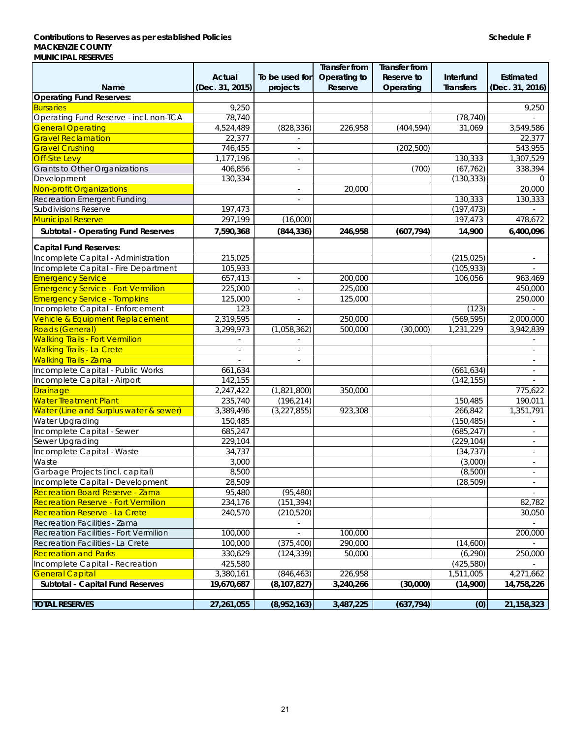**Contributions to Reserves as per established Policies** **Schedule F**
**MACKENZIE COUNTY**
**MUNICIPAL RESERVES**

| Name | Actual (Dec. 31, 2015) | To be used for projects | Transfer from Operating to Reserve | Transfer from Reserve to Operating | Interfund Transfers | Estimated (Dec. 31, 2016) |
|---|---|---|---|---|---|---|
| **Operating Fund Reserves:** | | | | | | |
| Bursaries | 9,250 | | | | | 9,250 |
| Operating Fund Reserve - incl. non-TCA | 78,740 | | | | (78,740) | - |
| General Operating | 4,524,489 | (828,336) | 226,958 | (404,594) | 31,069 | 3,549,586 |
| Gravel Reclamation | 22,377 | - | | | | 22,377 |
| Gravel Crushing | 746,455 | - | | (202,500) | | 543,955 |
| Off-Site Levy | 1,177,196 | - | | | 130,333 | 1,307,529 |
| Grants to Other Organizations | 406,856 | - | | (700) | (67,762) | 338,394 |
| Development | 130,334 | | | | (130,333) | 0 |
| Non-profit Organizations | | - | 20,000 | | | 20,000 |
| Recreation Emergent Funding | | - | | | 130,333 | 130,333 |
| Subdivisions Reserve | 197,473 | | | | (197,473) | - |
| Municipal Reserve | 297,199 | (16,000) | | | 197,473 | 478,672 |
| **Subtotal - Operating Fund Reserves** | **7,590,368** | **(844,336)** | **246,958** | **(607,794)** | **14,900** | **6,400,096** |
| **Capital Fund Reserves:** | | | | | | |
| Incomplete Capital - Administration | 215,025 | | | | (215,025) | - |
| Incomplete Capital - Fire Department | 105,933 | | | | (105,933) | - |
| Emergency Service | 657,413 | - | 200,000 | | 106,056 | 963,469 |
| Emergency Service - Fort Vermilion | 225,000 | - | 225,000 | | | 450,000 |
| Emergency Service - Tompkins | 125,000 | - | 125,000 | | | 250,000 |
| Incomplete Capital - Enforcement | 123 | | | | (123) | - |
| Vehicle & Equipment Replacement | 2,319,595 | - | 250,000 | | (569,595) | 2,000,000 |
| Roads (General) | 3,299,973 | (1,058,362) | 500,000 | (30,000) | 1,231,229 | 3,942,839 |
| Walking Trails - Fort Vermilion | - | - | | | | - |
| Walking Trails - La Crete | - | - | | | | - |
| Walking Trails - Zama | - | - | | | | - |
| Incomplete Capital - Public Works | 661,634 | | | | (661,634) | - |
| Incomplete Capital - Airport | 142,155 | | | | (142,155) | - |
| Drainage | 2,247,422 | (1,821,800) | 350,000 | | | 775,622 |
| Water Treatment Plant | 235,740 | (196,214) | | | 150,485 | 190,011 |
| Water (Line and Surplus water & sewer) | 3,389,496 | (3,227,855) | 923,308 | | 266,842 | 1,351,791 |
| Water Upgrading | 150,485 | | | | (150,485) | - |
| Incomplete Capital - Sewer | 685,247 | | | | (685,247) | - |
| Sewer Upgrading | 229,104 | | | | (229,104) | - |
| Incomplete Capital - Waste | 34,737 | | | | (34,737) | - |
| Waste | 3,000 | | | | (3,000) | - |
| Garbage Projects (incl. capital) | 8,500 | | | | (8,500) | - |
| Incomplete Capital - Development | 28,509 | | | | (28,509) | - |
| Recreation Board Reserve - Zama | 95,480 | (95,480) | | | | - |
| Recreation Reserve - Fort Vermilion | 234,176 | (151,394) | | | | 82,782 |
| Recreation Reserve - La Crete | 240,570 | (210,520) | | | | 30,050 |
| Recreation Facilities - Zama | | - | | | | - |
| Recreation Facilities - Fort Vermilion | 100,000 | - | 100,000 | | | 200,000 |
| Recreation Facilities - La Crete | 100,000 | (375,400) | 290,000 | | (14,600) | - |
| Recreation and Parks | 330,629 | (124,339) | 50,000 | | (6,290) | 250,000 |
| Incomplete Capital - Recreation | 425,580 | | | | (425,580) | - |
| General Capital | 3,380,161 | (846,463) | 226,958 | | 1,511,005 | 4,271,662 |
| **Subtotal - Capital Fund Reserves** | **19,670,687** | **(8,107,827)** | **3,240,266** | **(30,000)** | **(14,900)** | **14,758,226** |
| **TOTAL RESERVES** | **27,261,055** | **(8,952,163)** | **3,487,225** | **(637,794)** | **(0)** | **21,158,323** |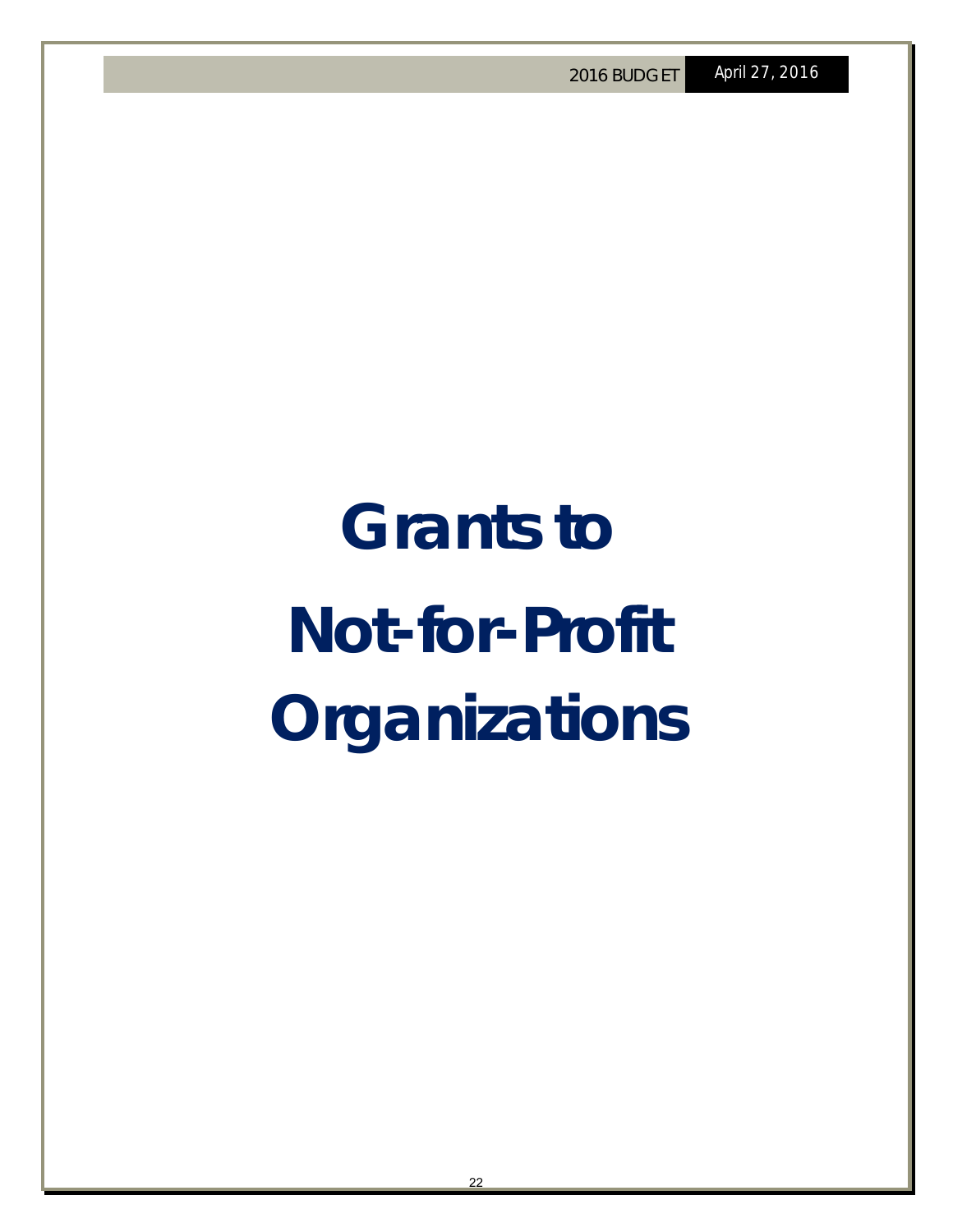# Grants to Not-for-Profit Organizations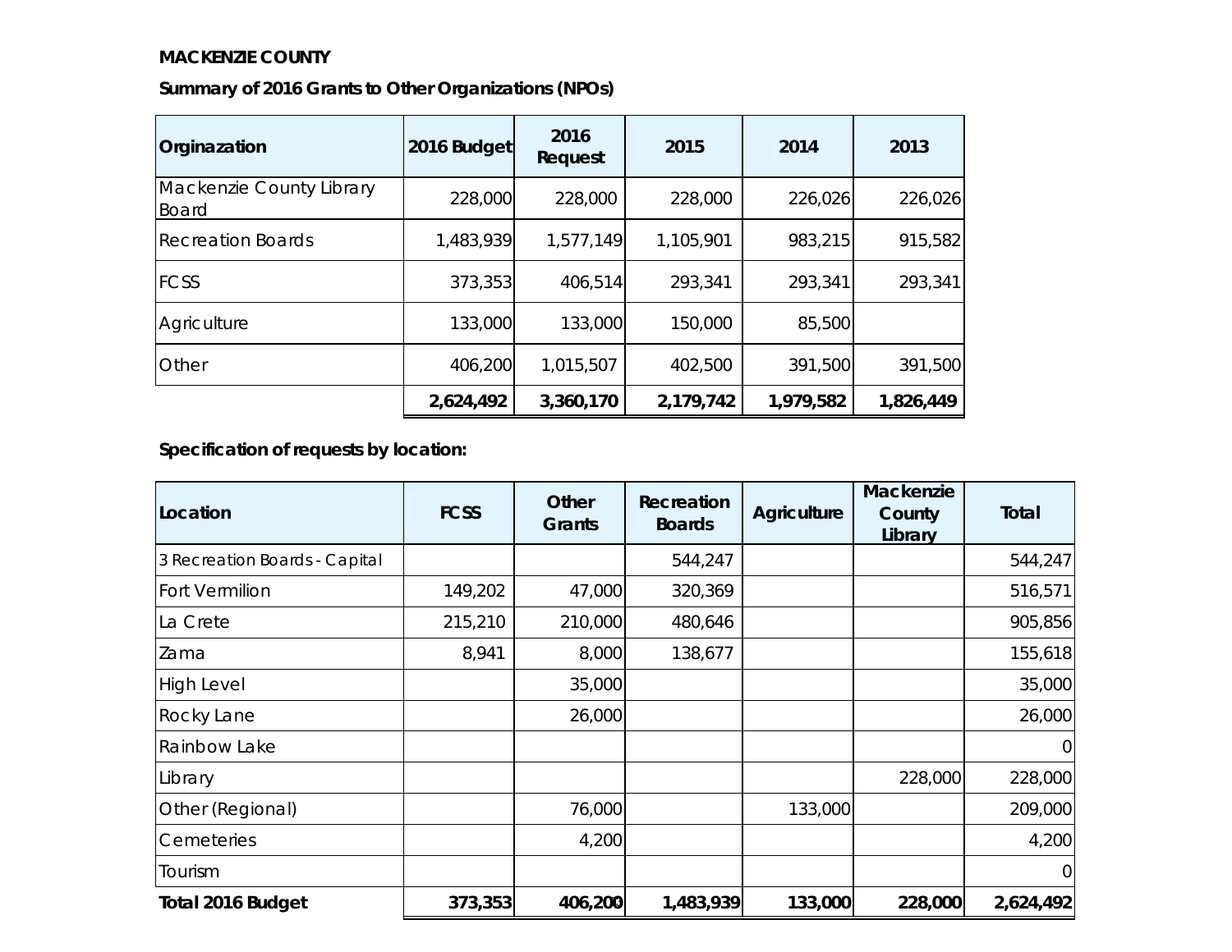**MACKENZIE COUNTY**

**Summary of 2016 Grants to Other Organizations (NPOs)**

| Orginazation | 2016 Budget | 2016 Request | 2015 | 2014 | 2013 |
|---|---|---|---|---|---|
| Mackenzie County Library Board | 228,000 | 228,000 | 228,000 | 226,026 | 226,026 |
| Recreation Boards | 1,483,939 | 1,577,149 | 1,105,901 | 983,215 | 915,582 |
| FCSS | 373,353 | 406,514 | 293,341 | 293,341 | 293,341 |
| Agriculture | 133,000 | 133,000 | 150,000 | 85,500 | |
| Other | 406,200 | 1,015,507 | 402,500 | 391,500 | 391,500 |
| | **2,624,492** | **3,360,170** | **2,179,742** | **1,979,582** | **1,826,449** |

**Specification of requests by location:**

| Location | FCSS | Other Grants | Recreation Boards | Agriculture | Mackenzie County Library | Total |
|---|---|---|---|---|---|---|
| 3 Recreation Boards - Capital | | | 544,247 | | | 544,247 |
| Fort Vermilion | 149,202 | 47,000 | 320,369 | | | 516,571 |
| La Crete | 215,210 | 210,000 | 480,646 | | | 905,856 |
| Zama | 8,941 | 8,000 | 138,677 | | | 155,618 |
| High Level | | 35,000 | | | | 35,000 |
| Rocky Lane | | 26,000 | | | | 26,000 |
| Rainbow Lake | | | | | | 0 |
| Library | | | | | 228,000 | 228,000 |
| Other (Regional) | | 76,000 | | 133,000 | | 209,000 |
| Cemeteries | | 4,200 | | | | 4,200 |
| Tourism | | | | | | 0 |
| **Total 2016 Budget** | **373,353** | **406,200** | **1,483,939** | **133,000** | **228,000** | **2,624,492** |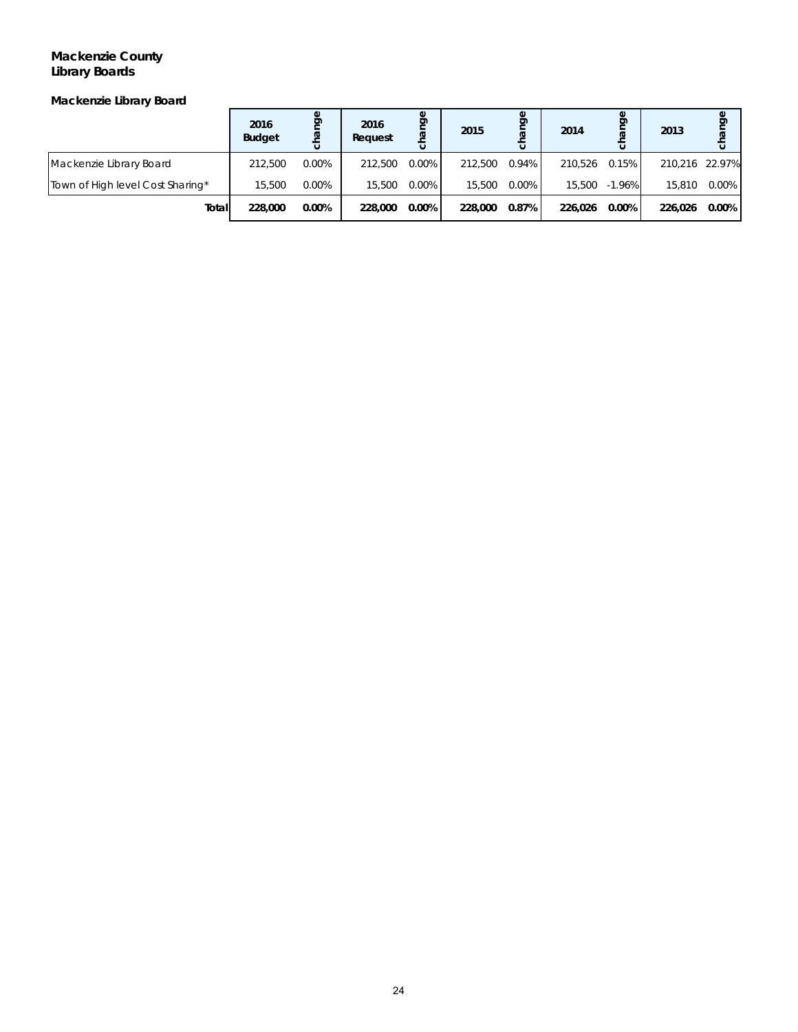**Mackenzie County**
**Library Boards**

**Mackenzie Library Board**

| | 2016 Budget | change | 2016 Request | change | 2015 | change | 2014 | change | 2013 | change |
|---|---|---|---|---|---|---|---|---|---|---|
| Mackenzie Library Board | 212,500 | 0.00% | 212,500 | 0.00% | 212,500 | 0.94% | 210,526 | 0.15% | 210,216 | 22.97% |
| Town of High level Cost Sharing* | 15,500 | 0.00% | 15,500 | 0.00% | 15,500 | 0.00% | 15,500 | -1.96% | 15,810 | 0.00% |
| **Total** | **228,000** | **0.00%** | **228,000** | **0.00%** | **228,000** | **0.87%** | **226,026** | **0.00%** | **226,026** | **0.00%** |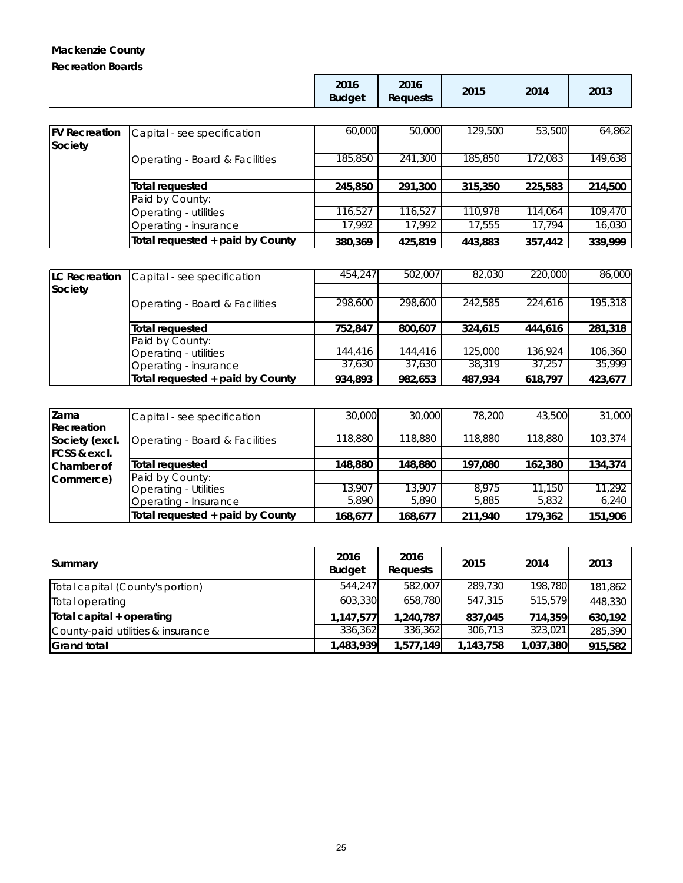**Mackenzie County**

**Recreation Boards**

| | | 2016 Budget | 2016 Requests | 2015 | 2014 | 2013 |
|---|---|---|---|---|---|---|
| **FV Recreation Society** | Capital - see specification | 60,000 | 50,000 | 129,500 | 53,500 | 64,862 |
| | Operating - Board & Facilities | 185,850 | 241,300 | 185,850 | 172,083 | 149,638 |
| | **Total requested** | **245,850** | **291,300** | **315,350** | **225,583** | **214,500** |
| | Paid by County: | | | | | |
| | Operating - utilities | 116,527 | 116,527 | 110,978 | 114,064 | 109,470 |
| | Operating - insurance | 17,992 | 17,992 | 17,555 | 17,794 | 16,030 |
| | **Total requested + paid by County** | **380,369** | **425,819** | **443,883** | **357,442** | **339,999** |

| | | 2016 Budget | 2016 Requests | 2015 | 2014 | 2013 |
|---|---|---|---|---|---|---|
| **LC Recreation Society** | Capital - see specification | 454,247 | 502,007 | 82,030 | 220,000 | 86,000 |
| | Operating - Board & Facilities | 298,600 | 298,600 | 242,585 | 224,616 | 195,318 |
| | **Total requested** | **752,847** | **800,607** | **324,615** | **444,616** | **281,318** |
| | Paid by County: | | | | | |
| | Operating - utilities | 144,416 | 144,416 | 125,000 | 136,924 | 106,360 |
| | Operating - insurance | 37,630 | 37,630 | 38,319 | 37,257 | 35,999 |
| | **Total requested + paid by County** | **934,893** | **982,653** | **487,934** | **618,797** | **423,677** |

| | | 2016 Budget | 2016 Requests | 2015 | 2014 | 2013 |
|---|---|---|---|---|---|---|
| **Zama Recreation Society (excl. FCSS & excl. Chamber of Commerce)** | Capital - see specification | 30,000 | 30,000 | 78,200 | 43,500 | 31,000 |
| | Operating - Board & Facilities | 118,880 | 118,880 | 118,880 | 118,880 | 103,374 |
| | **Total requested** | **148,880** | **148,880** | **197,080** | **162,380** | **134,374** |
| | Paid by County: | | | | | |
| | Operating - Utilities | 13,907 | 13,907 | 8,975 | 11,150 | 11,292 |
| | Operating - Insurance | 5,890 | 5,890 | 5,885 | 5,832 | 6,240 |
| | **Total requested + paid by County** | **168,677** | **168,677** | **211,940** | **179,362** | **151,906** |

| **Summary** | 2016 Budget | 2016 Requests | 2015 | 2014 | 2013 |
|---|---|---|---|---|---|
| Total capital (County's portion) | 544,247 | 582,007 | 289,730 | 198,780 | 181,862 |
| Total operating | 603,330 | 658,780 | 547,315 | 515,579 | 448,330 |
| **Total capital + operating** | **1,147,577** | **1,240,787** | **837,045** | **714,359** | **630,192** |
| County-paid utilities & insurance | 336,362 | 336,362 | 306,713 | 323,021 | 285,390 |
| **Grand total** | **1,483,939** | **1,577,149** | **1,143,758** | **1,037,380** | **915,582** |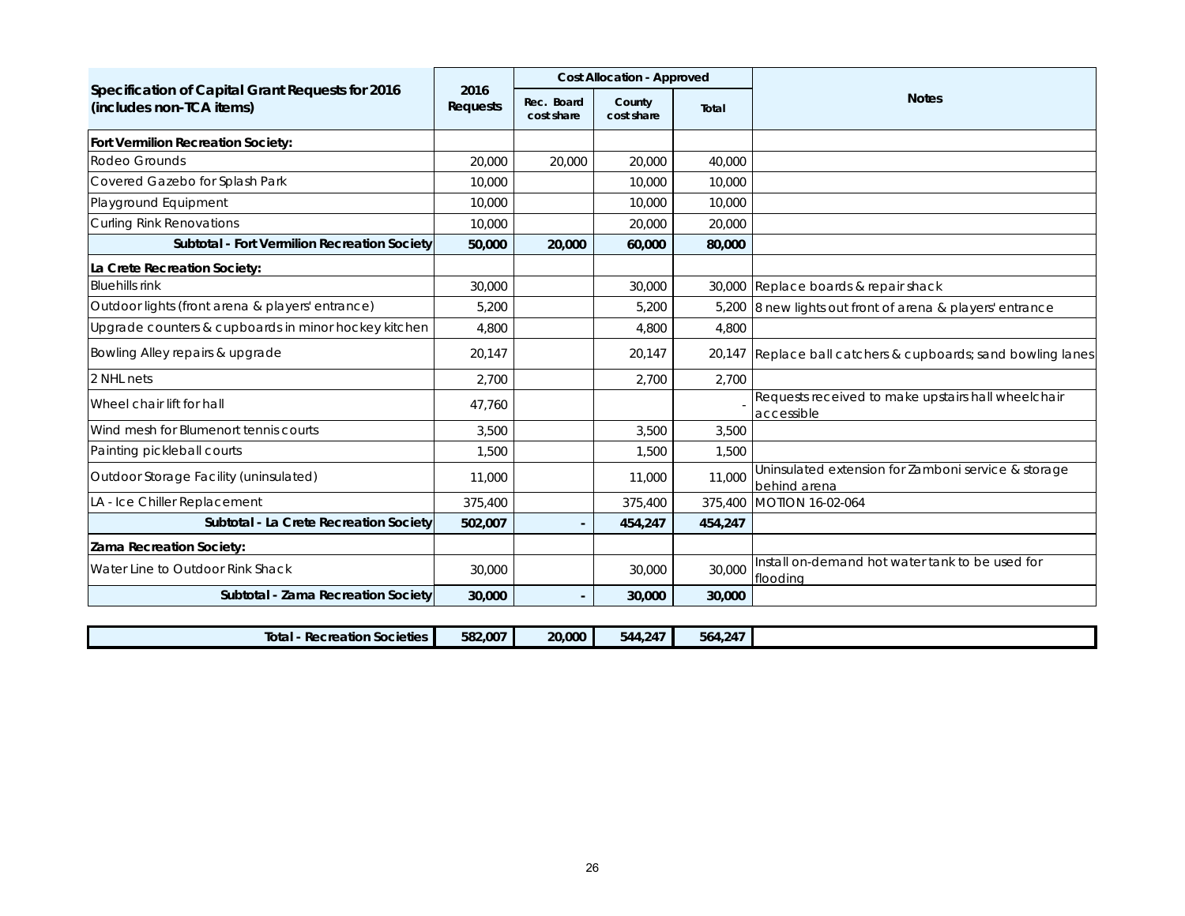| Specification of Capital Grant Requests for 2016 (includes non-TCA items) | 2016 Requests | Cost Allocation - Approved | | | Notes |
|---|---|---|---|---|---|
| | | Rec. Board cost share | County cost share | Total | |
| **Fort Vermilion Recreation Society:** | | | | | |
| Rodeo Grounds | 20,000 | 20,000 | 20,000 | 40,000 | |
| Covered Gazebo for Splash Park | 10,000 | | 10,000 | 10,000 | |
| Playground Equipment | 10,000 | | 10,000 | 10,000 | |
| Curling Rink Renovations | 10,000 | | 20,000 | 20,000 | |
| **Subtotal - Fort Vermilion Recreation Society** | **50,000** | **20,000** | **60,000** | **80,000** | |
| **La Crete Recreation Society:** | | | | | |
| Bluehills rink | 30,000 | | 30,000 | 30,000 | Replace boards & repair shack |
| Outdoor lights (front arena & players' entrance) | 5,200 | | 5,200 | 5,200 | 8 new lights out front of arena & players' entrance |
| Upgrade counters & cupboards in minor hockey kitchen | 4,800 | | 4,800 | 4,800 | |
| Bowling Alley repairs & upgrade | 20,147 | | 20,147 | 20,147 | Replace ball catchers & cupboards; sand bowling lanes |
| 2 NHL nets | 2,700 | | 2,700 | 2,700 | |
| Wheel chair lift for hall | 47,760 | | | - | Requests received to make upstairs hall wheelchair accessible |
| Wind mesh for Blumenort tennis courts | 3,500 | | 3,500 | 3,500 | |
| Painting pickleball courts | 1,500 | | 1,500 | 1,500 | |
| Outdoor Storage Facility (uninsulated) | 11,000 | | 11,000 | 11,000 | Uninsulated extension for Zamboni service & storage behind arena |
| LA - Ice Chiller Replacement | 375,400 | | 375,400 | 375,400 | MOTION 16-02-064 |
| **Subtotal - La Crete Recreation Society** | **502,007** | **-** | **454,247** | **454,247** | |
| **Zama Recreation Society:** | | | | | |
| Water Line to Outdoor Rink Shack | 30,000 | | 30,000 | 30,000 | Install on-demand hot water tank to be used for flooding |
| **Subtotal - Zama Recreation Society** | **30,000** | **-** | **30,000** | **30,000** | |
| **Total - Recreation Societies** | **582,007** | **20,000** | **544,247** | **564,247** | |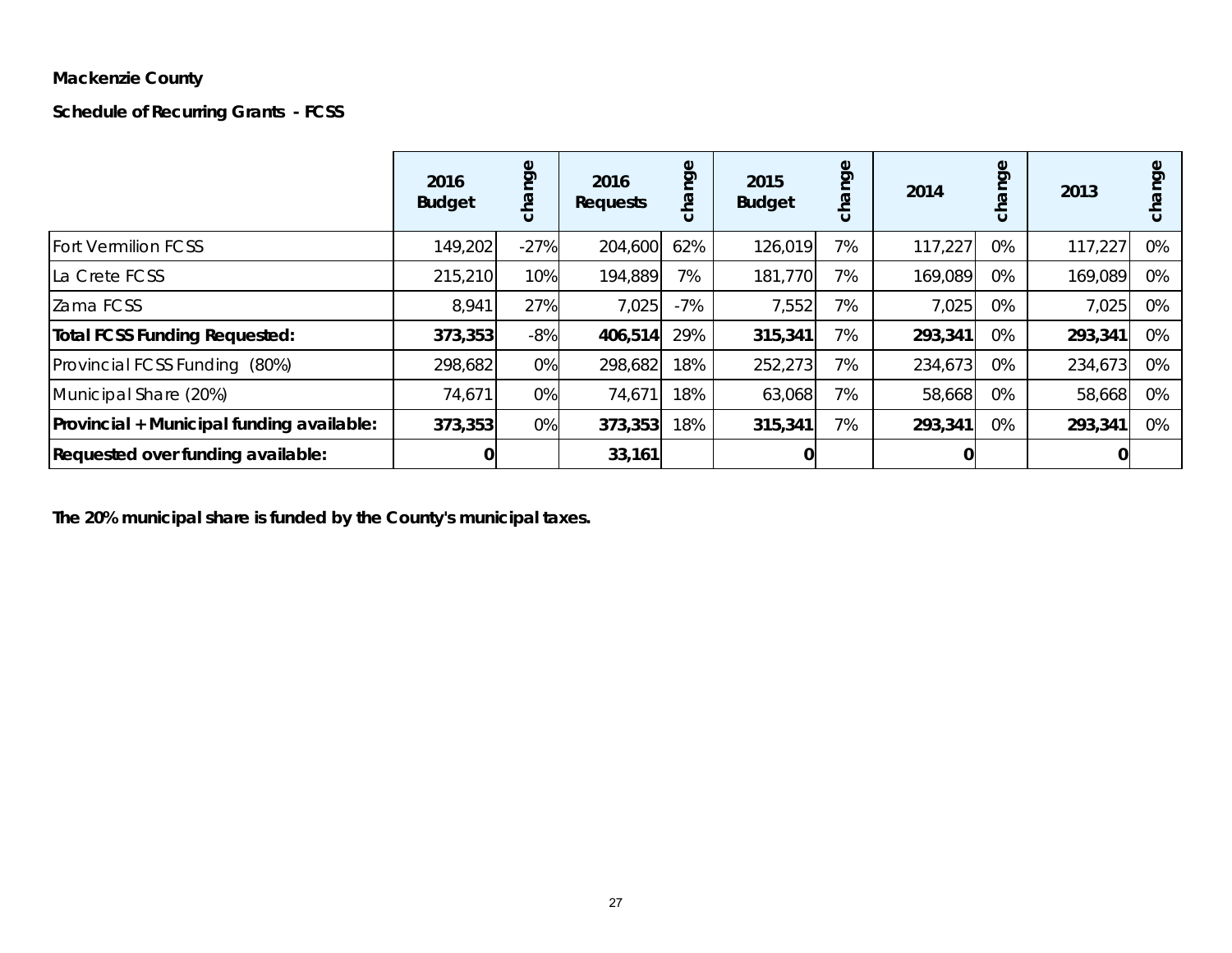**Mackenzie County**

**Schedule of Recurring Grants - FCSS**

| | 2016 Budget | change | 2016 Requests | change | 2015 Budget | change | 2014 | change | 2013 | change |
|---|---|---|---|---|---|---|---|---|---|---|
| Fort Vermilion FCSS | 149,202 | -27% | 204,600 | 62% | 126,019 | 7% | 117,227 | 0% | 117,227 | 0% |
| La Crete FCSS | 215,210 | 10% | 194,889 | 7% | 181,770 | 7% | 169,089 | 0% | 169,089 | 0% |
| Zama FCSS | 8,941 | 27% | 7,025 | -7% | 7,552 | 7% | 7,025 | 0% | 7,025 | 0% |
| **Total FCSS Funding Requested:** | **373,353** | -8% | **406,514** | 29% | **315,341** | 7% | **293,341** | 0% | **293,341** | 0% |
| Provincial FCSS Funding (80%) | 298,682 | 0% | 298,682 | 18% | 252,273 | 7% | 234,673 | 0% | 234,673 | 0% |
| Municipal Share (20%) | 74,671 | 0% | 74,671 | 18% | 63,068 | 7% | 58,668 | 0% | 58,668 | 0% |
| **Provincial + Municipal funding available:** | **373,353** | 0% | **373,353** | 18% | **315,341** | 7% | **293,341** | 0% | **293,341** | 0% |
| **Requested over funding available:** | **0** | | **33,161** | | **0** | | **0** | | **0** | |

**The 20% municipal share is funded by the County's municipal taxes.**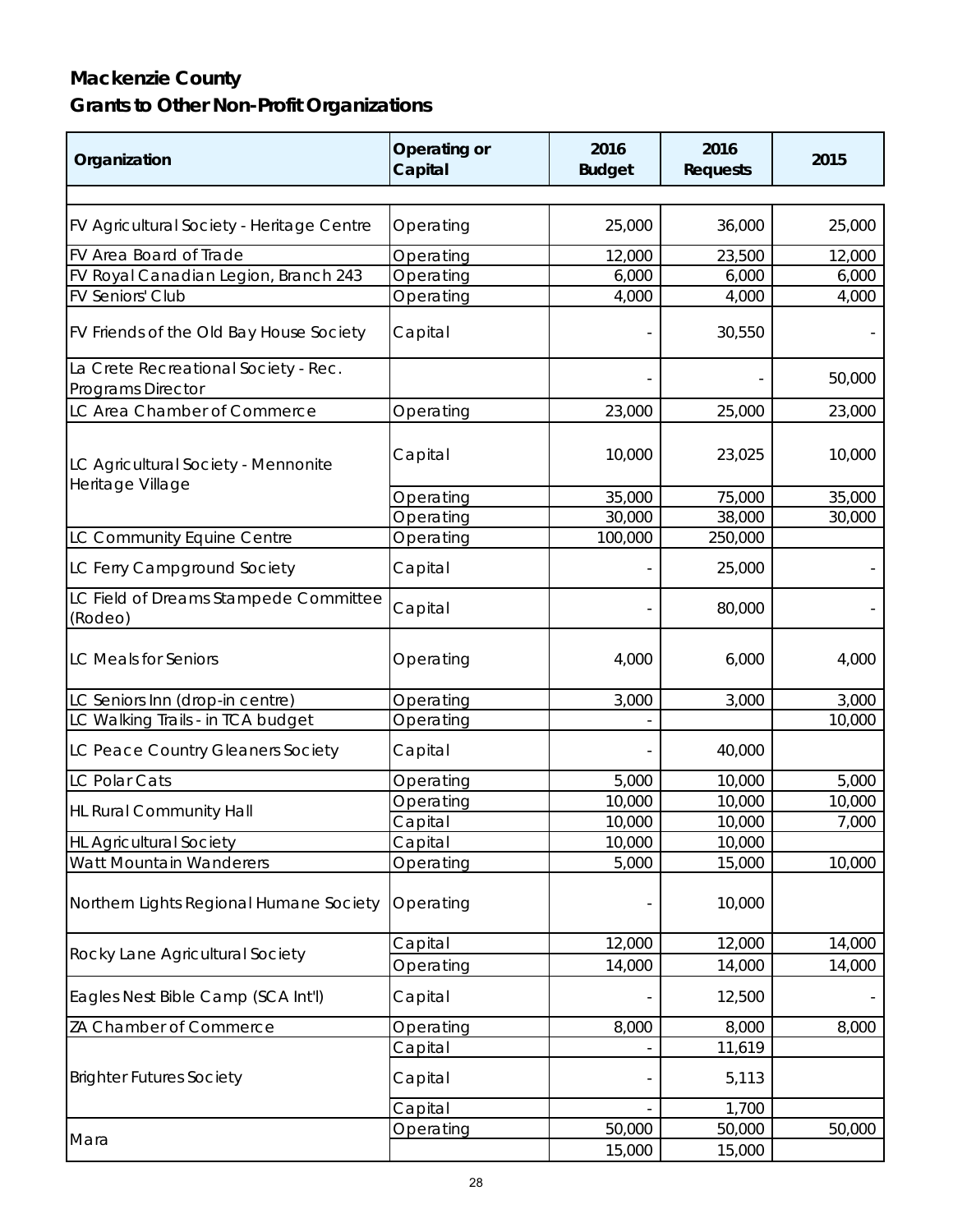# Mackenzie County

## Grants to Other Non-Profit Organizations

| Organization | Operating or Capital | 2016 Budget | 2016 Requests | 2015 |
|---|---|---|---|---|
| FV Agricultural Society - Heritage Centre | Operating | 25,000 | 36,000 | 25,000 |
| FV Area Board of Trade | Operating | 12,000 | 23,500 | 12,000 |
| FV Royal Canadian Legion, Branch 243 | Operating | 6,000 | 6,000 | 6,000 |
| FV Seniors' Club | Operating | 4,000 | 4,000 | 4,000 |
| FV Friends of the Old Bay House Society | Capital | - | 30,550 | - |
| La Crete Recreational Society - Rec. Programs Director | | - | - | 50,000 |
| LC Area Chamber of Commerce | Operating | 23,000 | 25,000 | 23,000 |
| LC Agricultural Society - Mennonite Heritage Village | Capital | 10,000 | 23,025 | 10,000 |
| | Operating | 35,000 | 75,000 | 35,000 |
| | Operating | 30,000 | 38,000 | 30,000 |
| LC Community Equine Centre | Operating | 100,000 | 250,000 | |
| LC Ferry Campground Society | Capital | - | 25,000 | - |
| LC Field of Dreams Stampede Committee (Rodeo) | Capital | - | 80,000 | - |
| LC Meals for Seniors | Operating | 4,000 | 6,000 | 4,000 |
| LC Seniors Inn (drop-in centre) | Operating | 3,000 | 3,000 | 3,000 |
| LC Walking Trails - in TCA budget | Operating | - | | 10,000 |
| LC Peace Country Gleaners Society | Capital | - | 40,000 | |
| LC Polar Cats | Operating | 5,000 | 10,000 | 5,000 |
| HL Rural Community Hall | Operating | 10,000 | 10,000 | 10,000 |
| | Capital | 10,000 | 10,000 | 7,000 |
| HL Agricultural Society | Capital | 10,000 | 10,000 | |
| Watt Mountain Wanderers | Operating | 5,000 | 15,000 | 10,000 |
| Northern Lights Regional Humane Society | Operating | - | 10,000 | |
| Rocky Lane Agricultural Society | Capital | 12,000 | 12,000 | 14,000 |
| | Operating | 14,000 | 14,000 | 14,000 |
| Eagles Nest Bible Camp (SCA Int'l) | Capital | - | 12,500 | - |
| ZA Chamber of Commerce | Operating | 8,000 | 8,000 | 8,000 |
| Brighter Futures Society | Capital | - | 11,619 | |
| | Capital | - | 5,113 | |
| | Capital | - | 1,700 | |
| Mara | Operating | 50,000 | 50,000 | 50,000 |
| | | 15,000 | 15,000 | |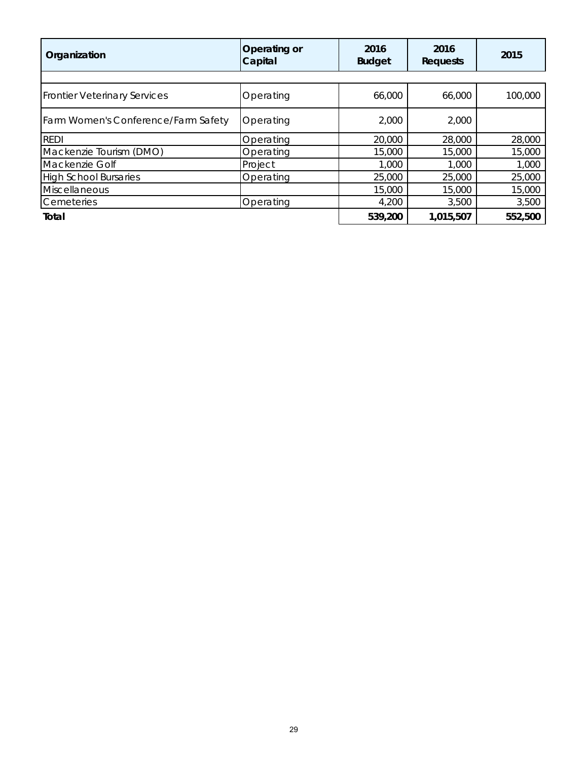| Organization | Operating or Capital | 2016 Budget | 2016 Requests | 2015 |
|---|---|---|---|---|
| Frontier Veterinary Services | Operating | 66,000 | 66,000 | 100,000 |
| Farm Women's Conference/Farm Safety | Operating | 2,000 | 2,000 | |
| REDI | Operating | 20,000 | 28,000 | 28,000 |
| Mackenzie Tourism (DMO) | Operating | 15,000 | 15,000 | 15,000 |
| Mackenzie Golf | Project | 1,000 | 1,000 | 1,000 |
| High School Bursaries | Operating | 25,000 | 25,000 | 25,000 |
| Miscellaneous | | 15,000 | 15,000 | 15,000 |
| Cemeteries | Operating | 4,200 | 3,500 | 3,500 |
| **Total** | | **539,200** | **1,015,507** | **552,500** |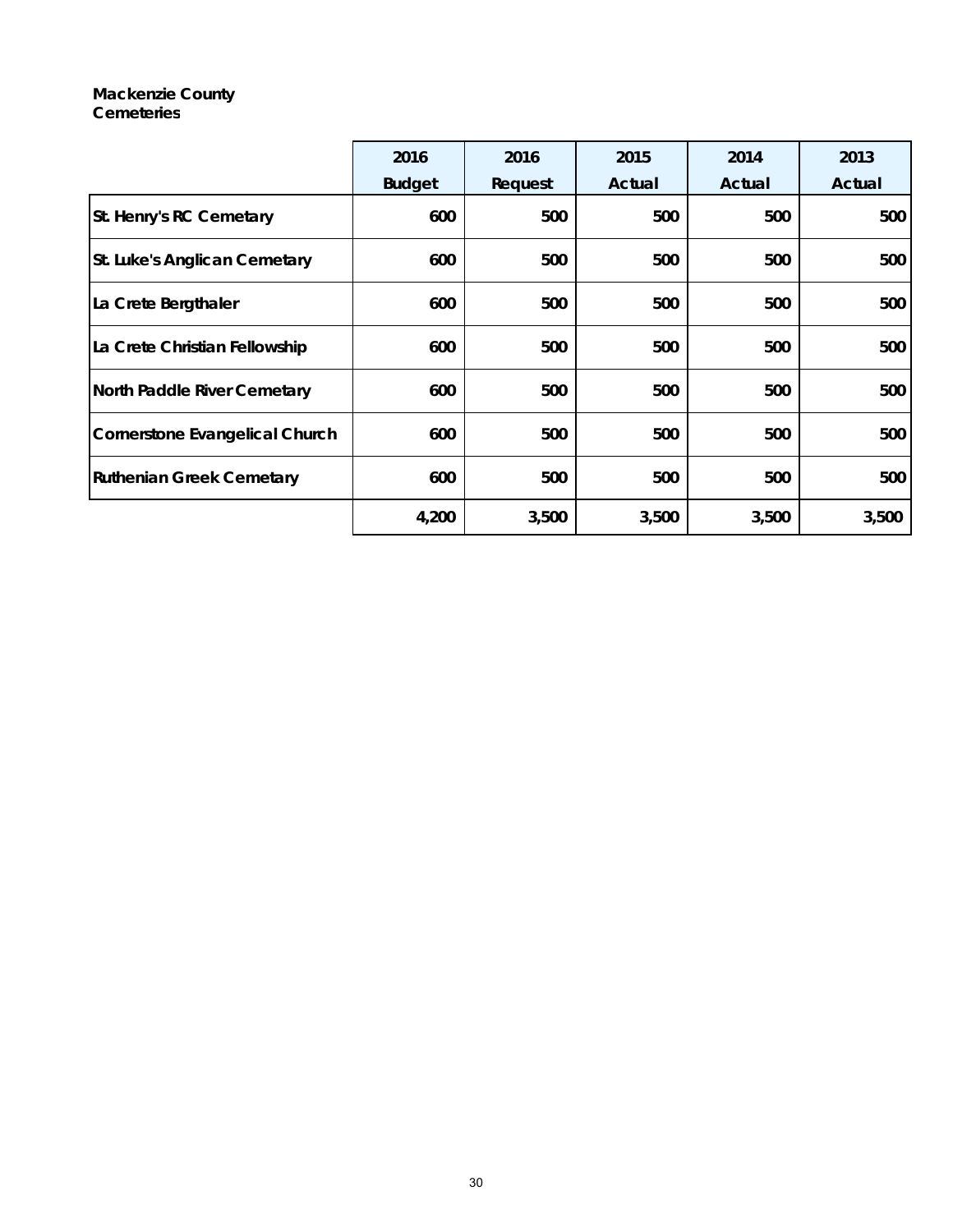**Mackenzie County**
**Cemeteries**

| | 2016 Budget | 2016 Request | 2015 Actual | 2014 Actual | 2013 Actual |
|---|---|---|---|---|---|
| St. Henry's RC Cemetary | 600 | 500 | 500 | 500 | 500 |
| St. Luke's Anglican Cemetary | 600 | 500 | 500 | 500 | 500 |
| La Crete Bergthaler | 600 | 500 | 500 | 500 | 500 |
| La Crete Christian Fellowship | 600 | 500 | 500 | 500 | 500 |
| North Paddle River Cemetary | 600 | 500 | 500 | 500 | 500 |
| Cornerstone Evangelical Church | 600 | 500 | 500 | 500 | 500 |
| Ruthenian Greek Cemetary | 600 | 500 | 500 | 500 | 500 |
| | 4,200 | 3,500 | 3,500 | 3,500 | 3,500 |